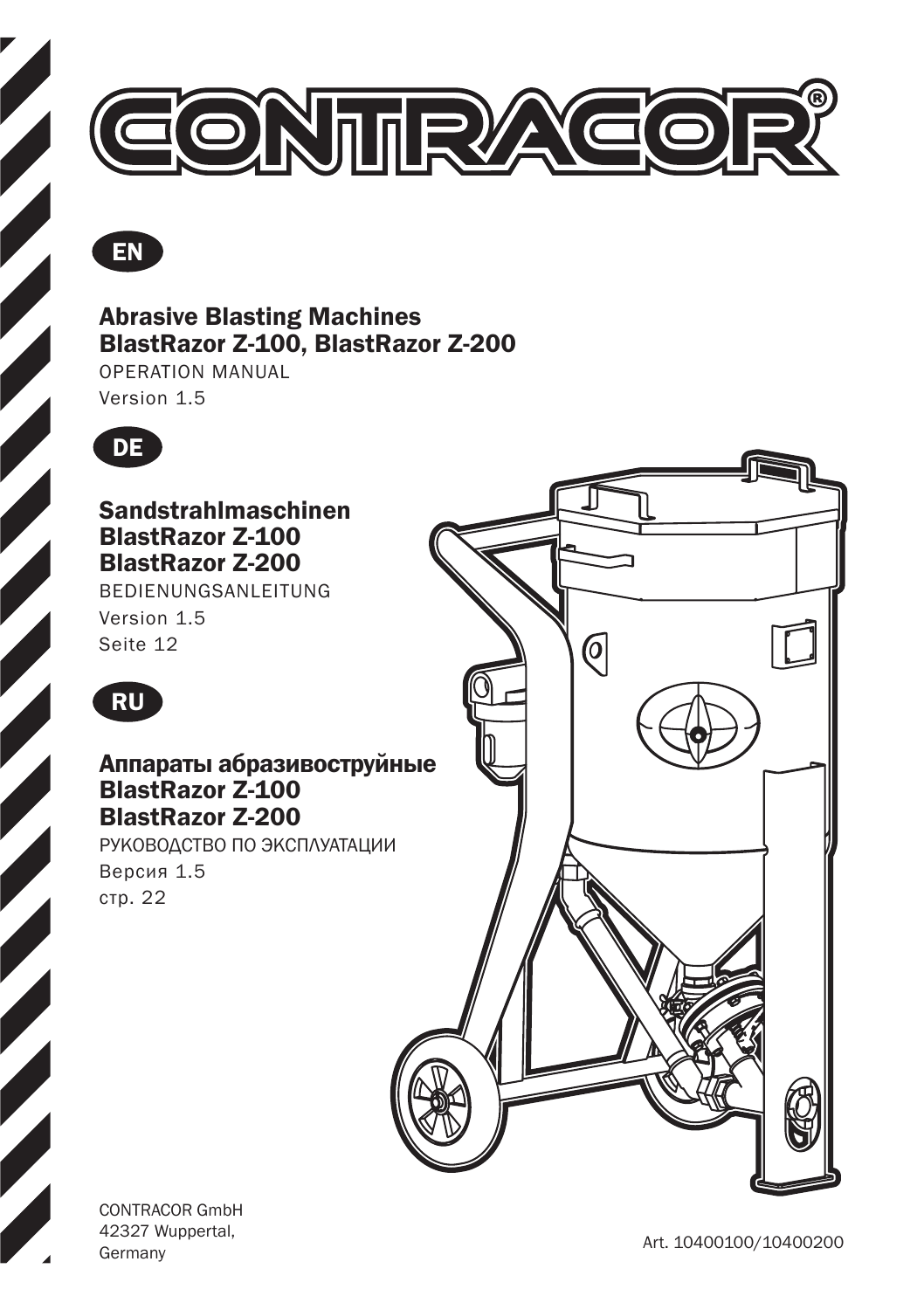# CONTRACOR®

EN

## Abrasive Blasting Machines BlastRazor Z-100, BlastRazor Z-200

OPERATION MANUAL

Version 1.5

DE

## Sandstrahlmaschinen BlastRazor Z-100 BlastRazor Z-200

BEDIENUNGSANLEITUNG

Version 1.5

Seite 12

RU

## Аппараты абразивоструйные BlastRazor Z-100 BlastRazor Z-200

РУКОВОДСТВО ПО ЭКСПЛУАТАЦИИ

Версия 1.5

стр. 22

CONTRACOR GmbH
42327 Wuppertal,
Germany

Art. 10400100/10400200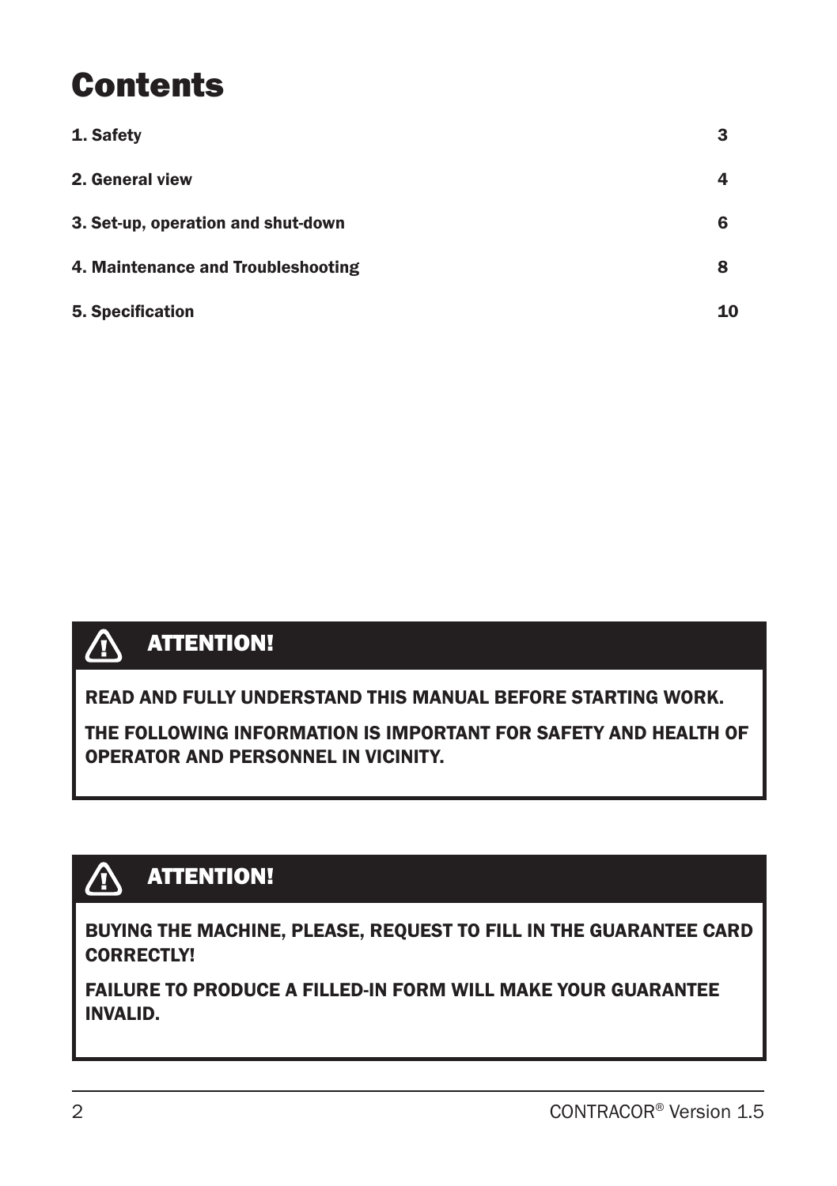# Contents

| | |
|---|---|
| **1. Safety** | **3** |
| **2. General view** | **4** |
| **3. Set-up, operation and shut-down** | **6** |
| **4. Maintenance and Troubleshooting** | **8** |
| **5. Specification** | **10** |

> **ATTENTION!**
>
> **READ AND FULLY UNDERSTAND THIS MANUAL BEFORE STARTING WORK.**
>
> **THE FOLLOWING INFORMATION IS IMPORTANT FOR SAFETY AND HEALTH OF OPERATOR AND PERSONNEL IN VICINITY.**

> **ATTENTION!**
>
> **BUYING THE MACHINE, PLEASE, REQUEST TO FILL IN THE GUARANTEE CARD CORRECTLY!**
>
> **FAILURE TO PRODUCE A FILLED-IN FORM WILL MAKE YOUR GUARANTEE INVALID.**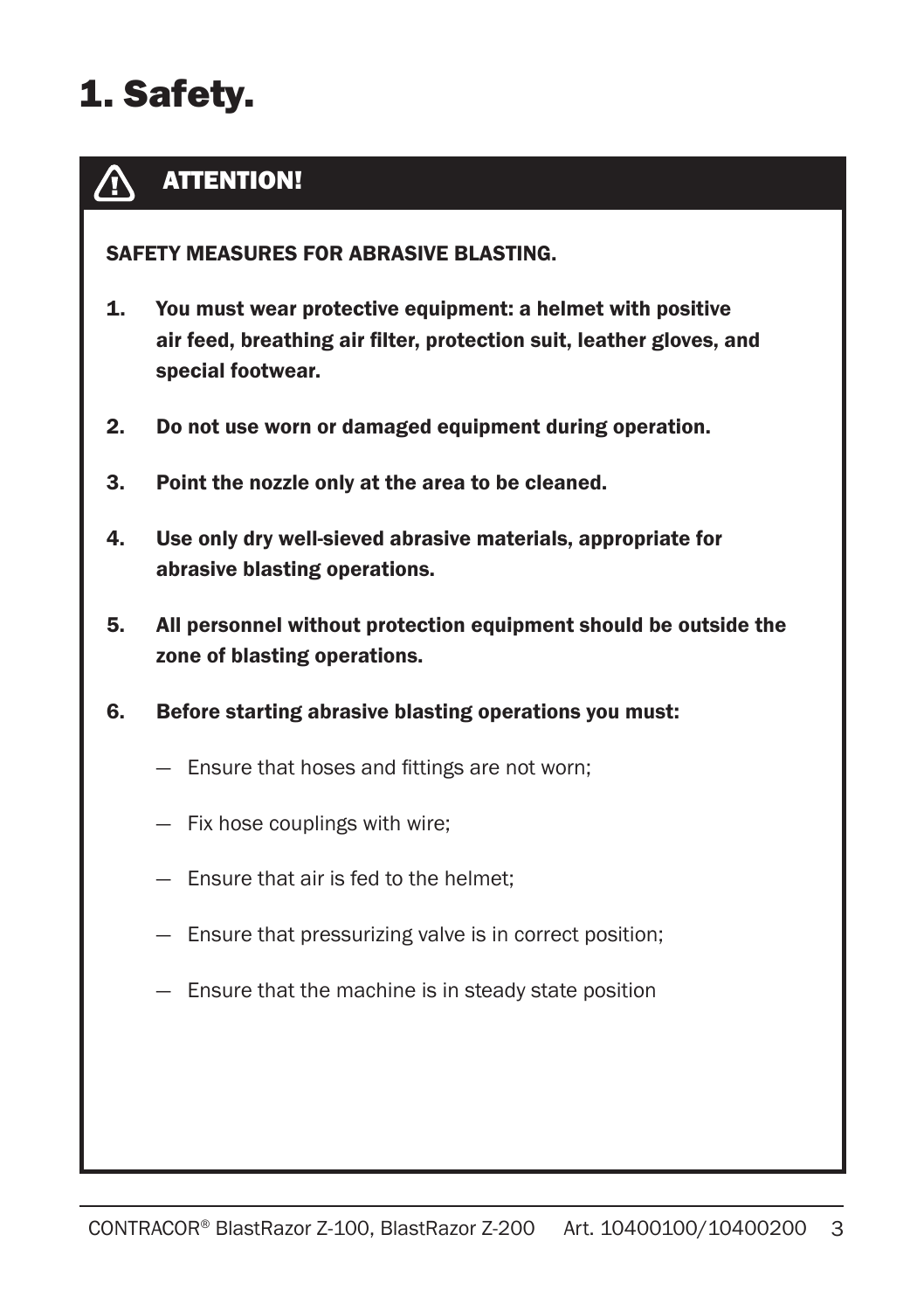# 1. Safety.

**ATTENTION!**

**SAFETY MEASURES FOR ABRASIVE BLASTING.**

1. **You must wear protective equipment: a helmet with positive air feed, breathing air filter, protection suit, leather gloves, and special footwear.**
2. **Do not use worn or damaged equipment during operation.**
3. **Point the nozzle only at the area to be cleaned.**
4. **Use only dry well-sieved abrasive materials, appropriate for abrasive blasting operations.**
5. **All personnel without protection equipment should be outside the zone of blasting operations.**
6. **Before starting abrasive blasting operations you must:**
   - Ensure that hoses and fittings are not worn;
   - Fix hose couplings with wire;
   - Ensure that air is fed to the helmet;
   - Ensure that pressurizing valve is in correct position;
   - Ensure that the machine is in steady state position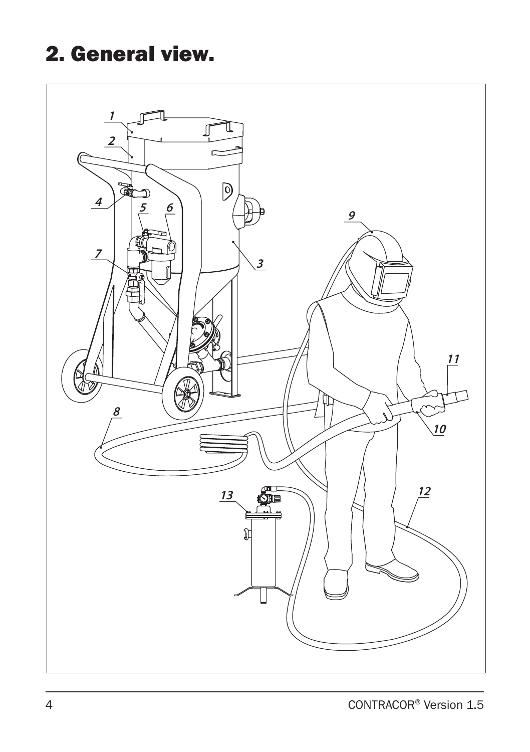# 2. General view.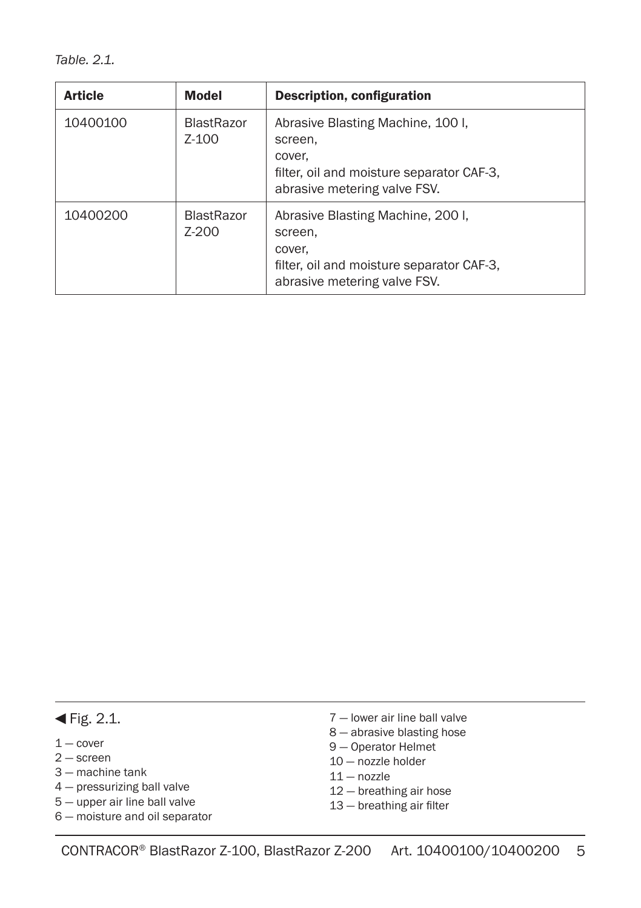*Table. 2.1.*

| Article | Model | Description, configuration |
|---|---|---|
| 10400100 | BlastRazor Z-100 | Abrasive Blasting Machine, 100 l,<br>screen,<br>cover,<br>filter, oil and moisture separator CAF-3,<br>abrasive metering valve FSV. |
| 10400200 | BlastRazor Z-200 | Abrasive Blasting Machine, 200 l,<br>screen,<br>cover,<br>filter, oil and moisture separator CAF-3,<br>abrasive metering valve FSV. |

◀ Fig. 2.1.

1 — cover
2 — screen
3 — machine tank
4 — pressurizing ball valve
5 — upper air line ball valve
6 — moisture and oil separator
7 — lower air line ball valve
8 — abrasive blasting hose
9 — Operator Helmet
10 — nozzle holder
11 — nozzle
12 — breathing air hose
13 — breathing air filter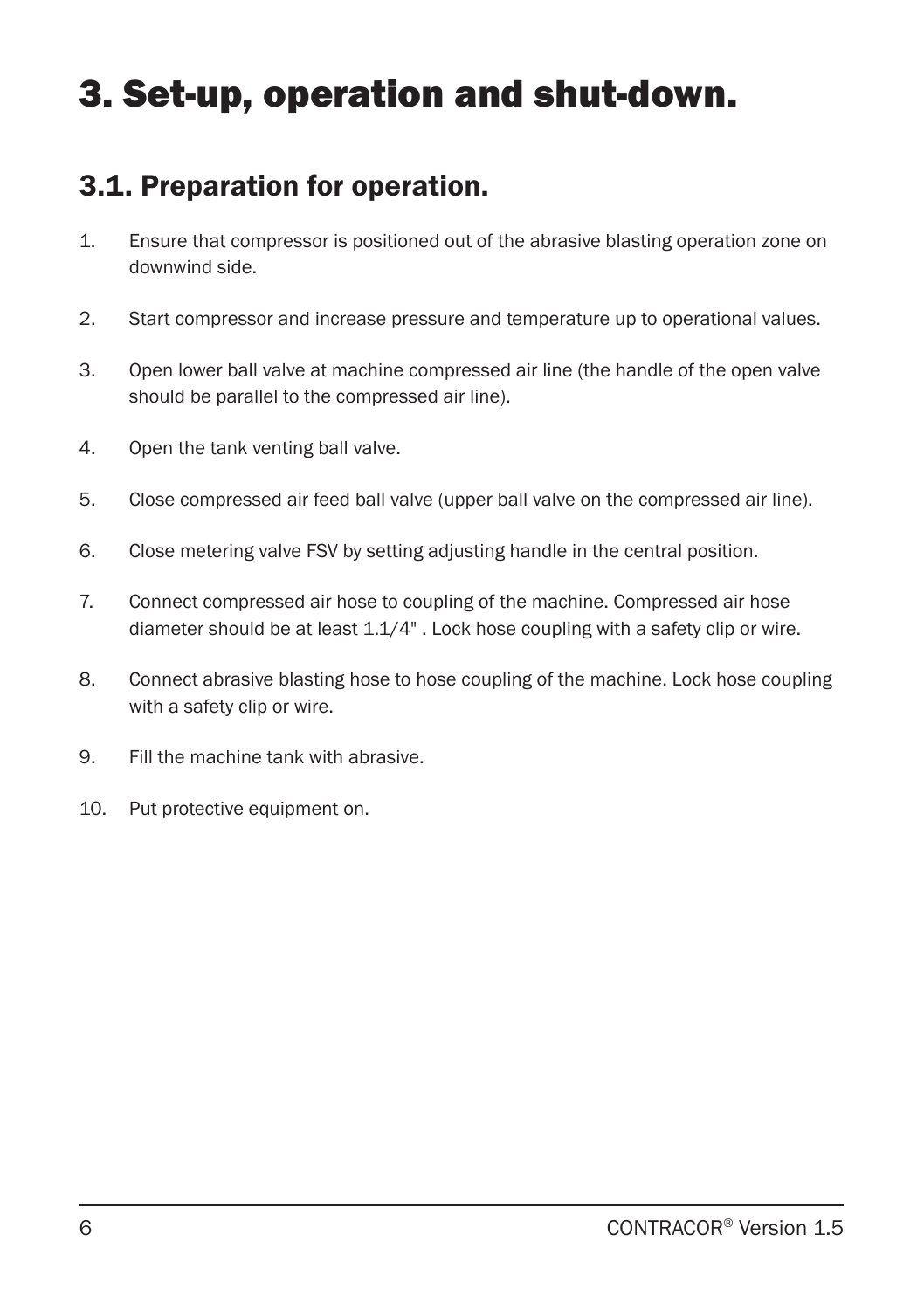# 3. Set-up, operation and shut-down.

## 3.1. Preparation for operation.

1. Ensure that compressor is positioned out of the abrasive blasting operation zone on downwind side.
2. Start compressor and increase pressure and temperature up to operational values.
3. Open lower ball valve at machine compressed air line (the handle of the open valve should be parallel to the compressed air line).
4. Open the tank venting ball valve.
5. Close compressed air feed ball valve (upper ball valve on the compressed air line).
6. Close metering valve FSV by setting adjusting handle in the central position.
7. Connect compressed air hose to coupling of the machine. Compressed air hose diameter should be at least 1.1/4" . Lock hose coupling with a safety clip or wire.
8. Connect abrasive blasting hose to hose coupling of the machine. Lock hose coupling with a safety clip or wire.
9. Fill the machine tank with abrasive.
10. Put protective equipment on.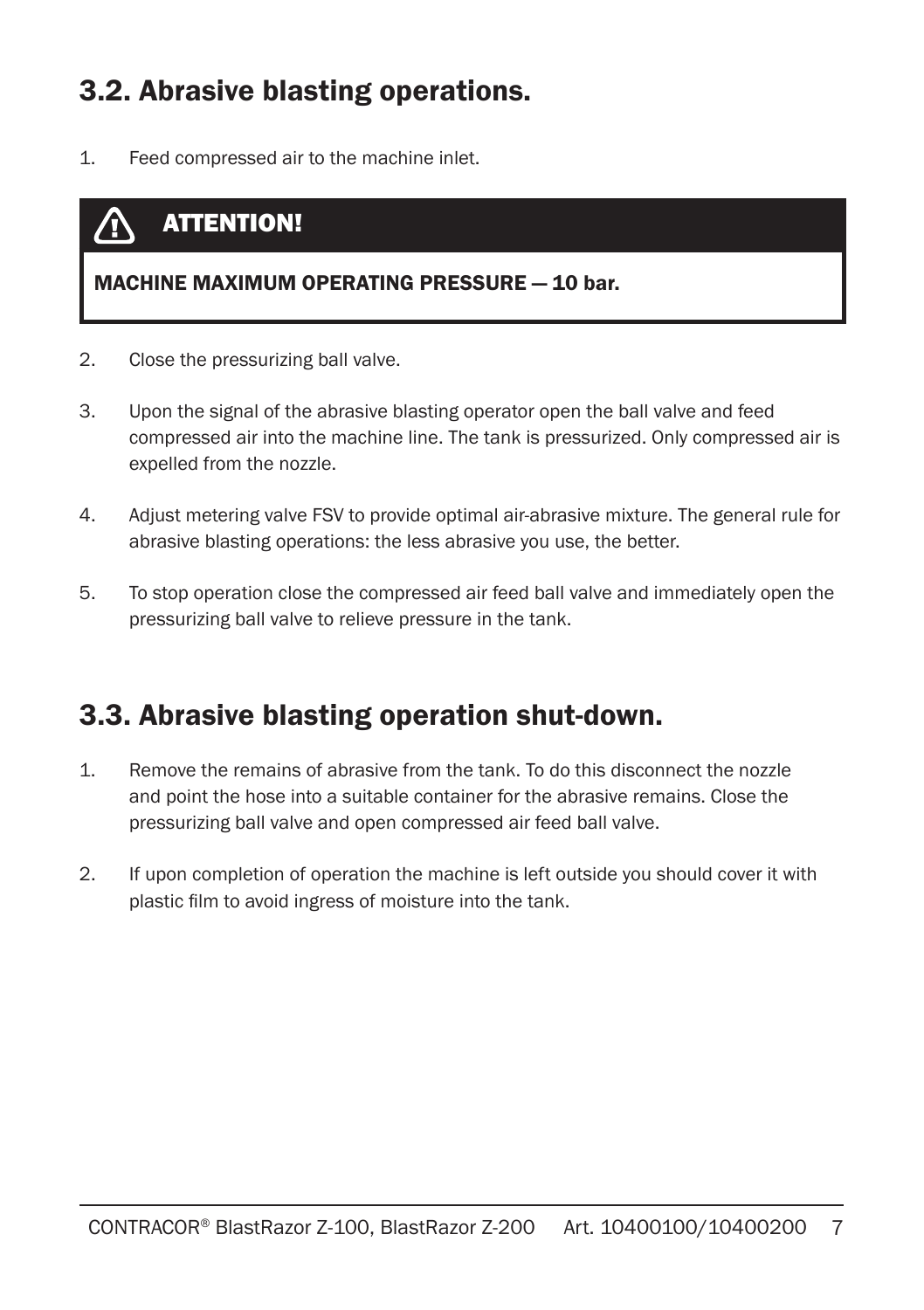## 3.2. Abrasive blasting operations.

1. Feed compressed air to the machine inlet.

> **ATTENTION!**
>
> **MACHINE MAXIMUM OPERATING PRESSURE — 10 bar.**

2. Close the pressurizing ball valve.

3. Upon the signal of the abrasive blasting operator open the ball valve and feed compressed air into the machine line. The tank is pressurized. Only compressed air is expelled from the nozzle.

4. Adjust metering valve FSV to provide optimal air-abrasive mixture. The general rule for abrasive blasting operations: the less abrasive you use, the better.

5. To stop operation close the compressed air feed ball valve and immediately open the pressurizing ball valve to relieve pressure in the tank.

## 3.3. Abrasive blasting operation shut-down.

1. Remove the remains of abrasive from the tank. To do this disconnect the nozzle and point the hose into a suitable container for the abrasive remains. Close the pressurizing ball valve and open compressed air feed ball valve.

2. If upon completion of operation the machine is left outside you should cover it with plastic film to avoid ingress of moisture into the tank.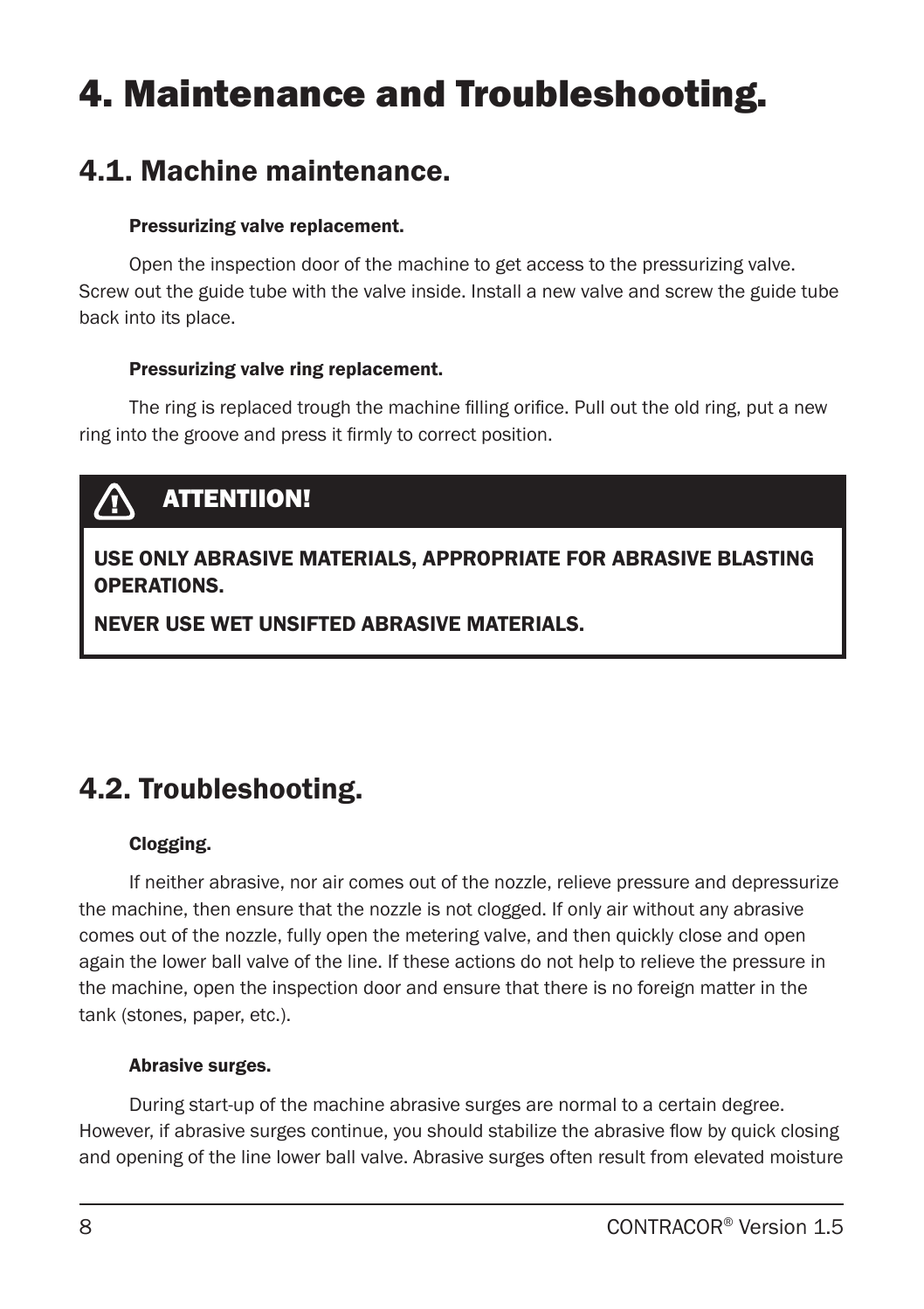# 4. Maintenance and Troubleshooting.

## 4.1. Machine maintenance.

**Pressurizing valve replacement.**

Open the inspection door of the machine to get access to the pressurizing valve. Screw out the guide tube with the valve inside. Install a new valve and screw the guide tube back into its place.

**Pressurizing valve ring replacement.**

The ring is replaced trough the machine filling orifice. Pull out the old ring, put a new ring into the groove and press it firmly to correct position.

> **ATTENTIION!**
>
> **USE ONLY ABRASIVE MATERIALS, APPROPRIATE FOR ABRASIVE BLASTING OPERATIONS.**
>
> **NEVER USE WET UNSIFTED ABRASIVE MATERIALS.**

## 4.2. Troubleshooting.

**Clogging.**

If neither abrasive, nor air comes out of the nozzle, relieve pressure and depressurize the machine, then ensure that the nozzle is not clogged. If only air without any abrasive comes out of the nozzle, fully open the metering valve, and then quickly close and open again the lower ball valve of the line. If these actions do not help to relieve the pressure in the machine, open the inspection door and ensure that there is no foreign matter in the tank (stones, paper, etc.).

**Abrasive surges.**

During start-up of the machine abrasive surges are normal to a certain degree. However, if abrasive surges continue, you should stabilize the abrasive flow by quick closing and opening of the line lower ball valve. Abrasive surges often result from elevated moisture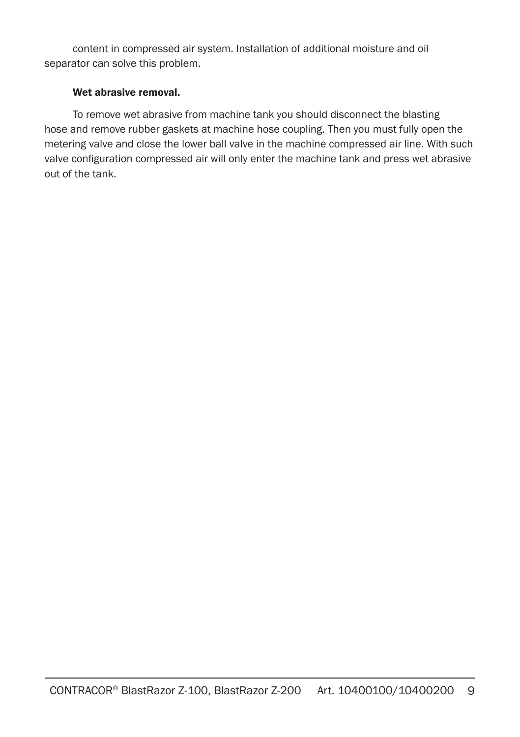content in compressed air system. Installation of additional moisture and oil separator can solve this problem.

**Wet abrasive removal.**

To remove wet abrasive from machine tank you should disconnect the blasting hose and remove rubber gaskets at machine hose coupling. Then you must fully open the metering valve and close the lower ball valve in the machine compressed air line. With such valve configuration compressed air will only enter the machine tank and press wet abrasive out of the tank.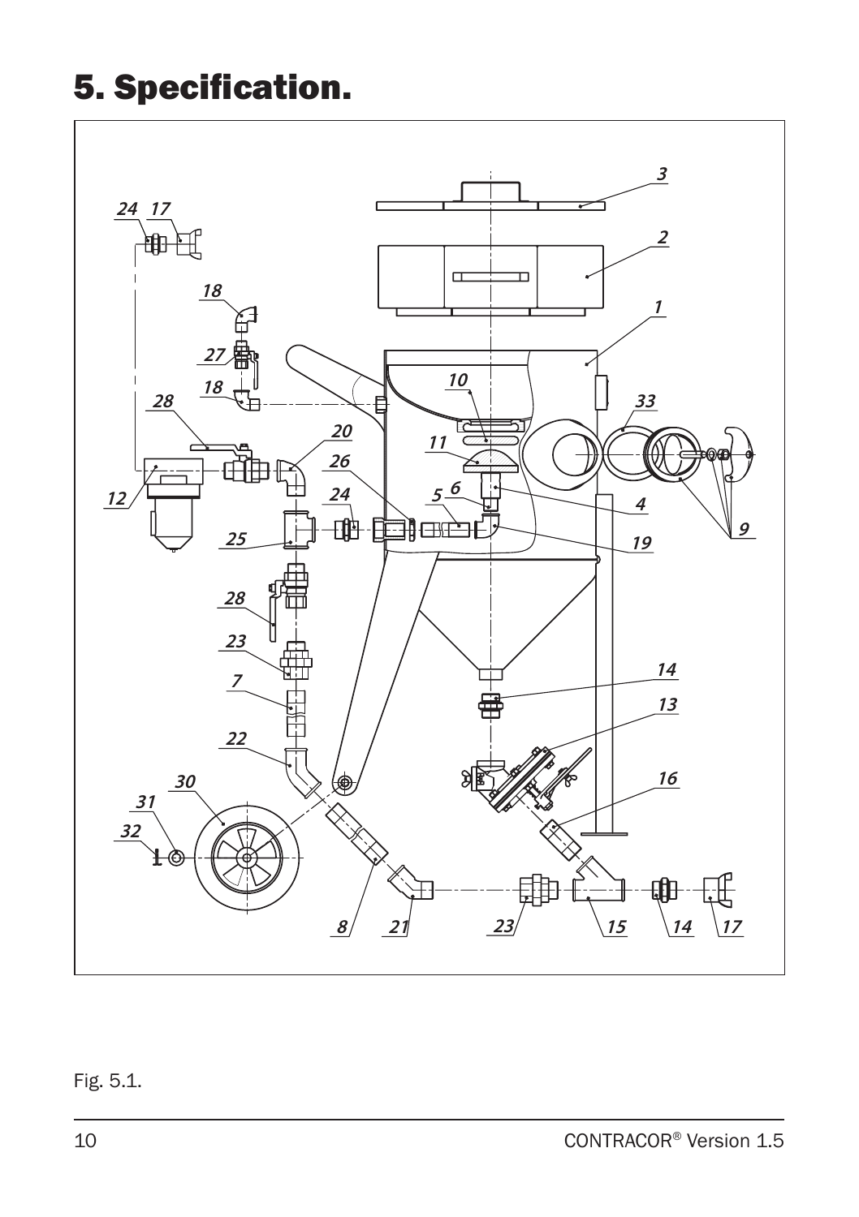# 5. Specification.

Fig. 5.1.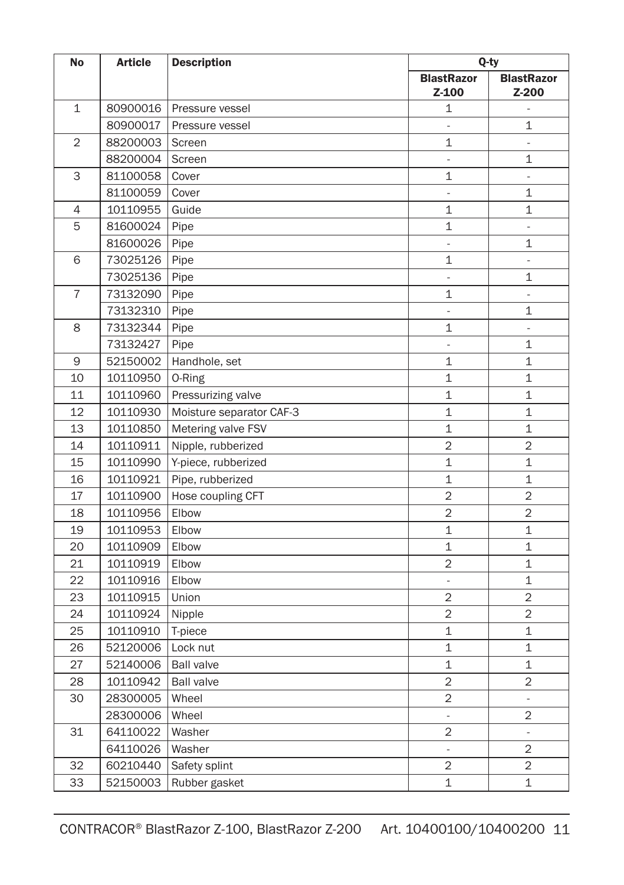| No | Article | Description | Q-ty | |
|---|---|---|---|---|
| | | | **BlastRazor Z-100** | **BlastRazor Z-200** |
| 1 | 80900016 | Pressure vessel | 1 | - |
| | 80900017 | Pressure vessel | - | 1 |
| 2 | 88200003 | Screen | 1 | - |
| | 88200004 | Screen | - | 1 |
| 3 | 81100058 | Cover | 1 | - |
| | 81100059 | Cover | - | 1 |
| 4 | 10110955 | Guide | 1 | 1 |
| 5 | 81600024 | Pipe | 1 | - |
| | 81600026 | Pipe | - | 1 |
| 6 | 73025126 | Pipe | 1 | - |
| | 73025136 | Pipe | - | 1 |
| 7 | 73132090 | Pipe | 1 | - |
| | 73132310 | Pipe | - | 1 |
| 8 | 73132344 | Pipe | 1 | - |
| | 73132427 | Pipe | - | 1 |
| 9 | 52150002 | Handhole, set | 1 | 1 |
| 10 | 10110950 | O-Ring | 1 | 1 |
| 11 | 10110960 | Pressurizing valve | 1 | 1 |
| 12 | 10110930 | Moisture separator CAF-3 | 1 | 1 |
| 13 | 10110850 | Metering valve FSV | 1 | 1 |
| 14 | 10110911 | Nipple, rubberized | 2 | 2 |
| 15 | 10110990 | Y-piece, rubberized | 1 | 1 |
| 16 | 10110921 | Pipe, rubberized | 1 | 1 |
| 17 | 10110900 | Hose coupling CFT | 2 | 2 |
| 18 | 10110956 | Elbow | 2 | 2 |
| 19 | 10110953 | Elbow | 1 | 1 |
| 20 | 10110909 | Elbow | 1 | 1 |
| 21 | 10110919 | Elbow | 2 | 1 |
| 22 | 10110916 | Elbow | - | 1 |
| 23 | 10110915 | Union | 2 | 2 |
| 24 | 10110924 | Nipple | 2 | 2 |
| 25 | 10110910 | T-piece | 1 | 1 |
| 26 | 52120006 | Lock nut | 1 | 1 |
| 27 | 52140006 | Ball valve | 1 | 1 |
| 28 | 10110942 | Ball valve | 2 | 2 |
| 30 | 28300005 | Wheel | 2 | - |
| | 28300006 | Wheel | - | 2 |
| 31 | 64110022 | Washer | 2 | - |
| | 64110026 | Washer | - | 2 |
| 32 | 60210440 | Safety splint | 2 | 2 |
| 33 | 52150003 | Rubber gasket | 1 | 1 |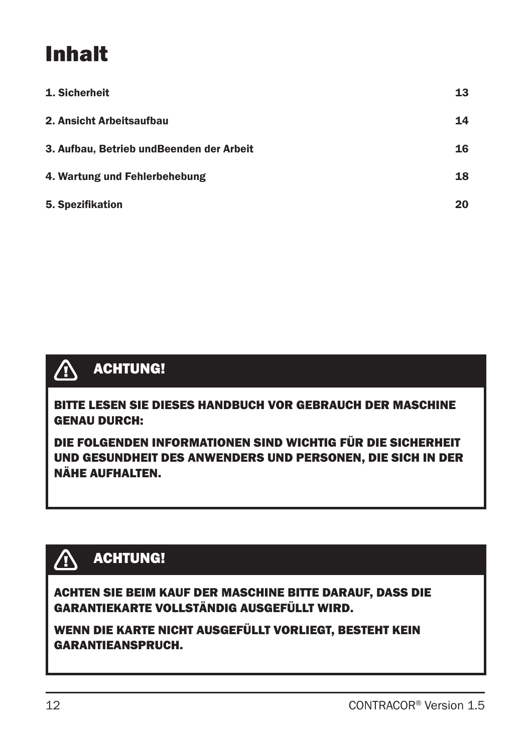# Inhalt

| | |
|---|---|
| 1. Sicherheit | 13 |
| 2. Ansicht Arbeitsaufbau | 14 |
| 3. Aufbau, Betrieb undBeenden der Arbeit | 16 |
| 4. Wartung und Fehlerbehebung | 18 |
| 5. Spezifikation | 20 |

> **⚠ ACHTUNG!**
>
> **BITTE LESEN SIE DIESES HANDBUCH VOR GEBRAUCH DER MASCHINE GENAU DURCH:**
>
> **DIE FOLGENDEN INFORMATIONEN SIND WICHTIG FÜR DIE SICHERHEIT UND GESUNDHEIT DES ANWENDERS UND PERSONEN, DIE SICH IN DER NÄHE AUFHALTEN.**

> **⚠ ACHTUNG!**
>
> **ACHTEN SIE BEIM KAUF DER MASCHINE BITTE DARAUF, DASS DIE GARANTIEKARTE VOLLSTÄNDIG AUSGEFÜLLT WIRD.**
>
> **WENN DIE KARTE NICHT AUSGEFÜLLT VORLIEGT, BESTEHT KEIN GARANTIEANSPRUCH.**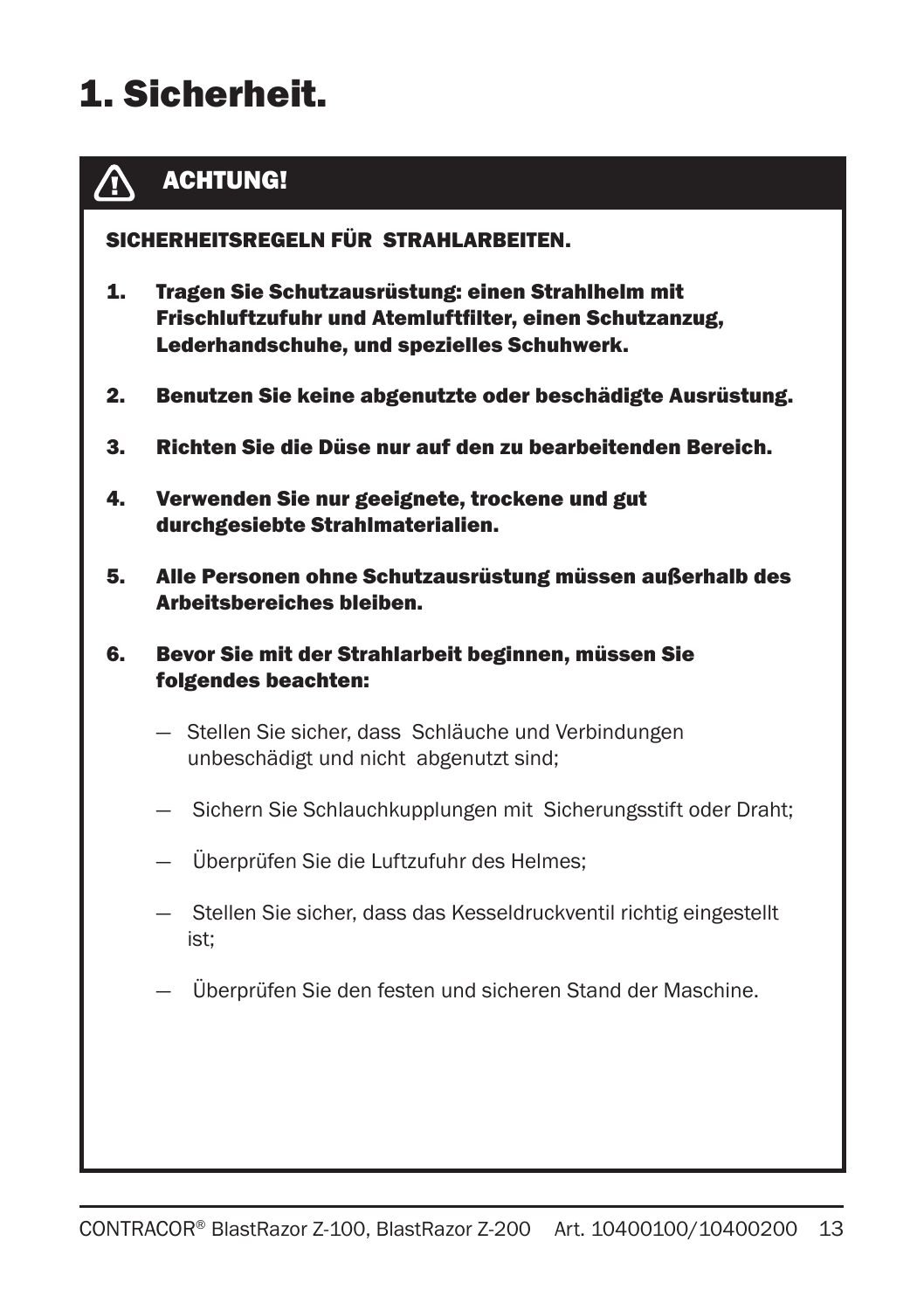# 1. Sicherheit.

**ACHTUNG!**

**SICHERHEITSREGELN FÜR STRAHLARBEITEN.**

1. **Tragen Sie Schutzausrüstung: einen Strahlhelm mit Frischluftzufuhr und Atemluftfilter, einen Schutzanzug, Lederhandschuhe, und spezielles Schuhwerk.**

2. **Benutzen Sie keine abgenutzte oder beschädigte Ausrüstung.**

3. **Richten Sie die Düse nur auf den zu bearbeitenden Bereich.**

4. **Verwenden Sie nur geeignete, trockene und gut durchgesiebte Strahlmaterialien.**

5. **Alle Personen ohne Schutzausrüstung müssen außerhalb des Arbeitsbereiches bleiben.**

6. **Bevor Sie mit der Strahlarbeit beginnen, müssen Sie folgendes beachten:**

   — Stellen Sie sicher, dass Schläuche und Verbindungen unbeschädigt und nicht abgenutzt sind;

   — Sichern Sie Schlauchkupplungen mit Sicherungsstift oder Draht;

   — Überprüfen Sie die Luftzufuhr des Helmes;

   — Stellen Sie sicher, dass das Kesseldruckventil richtig eingestellt ist;

   — Überprüfen Sie den festen und sicheren Stand der Maschine.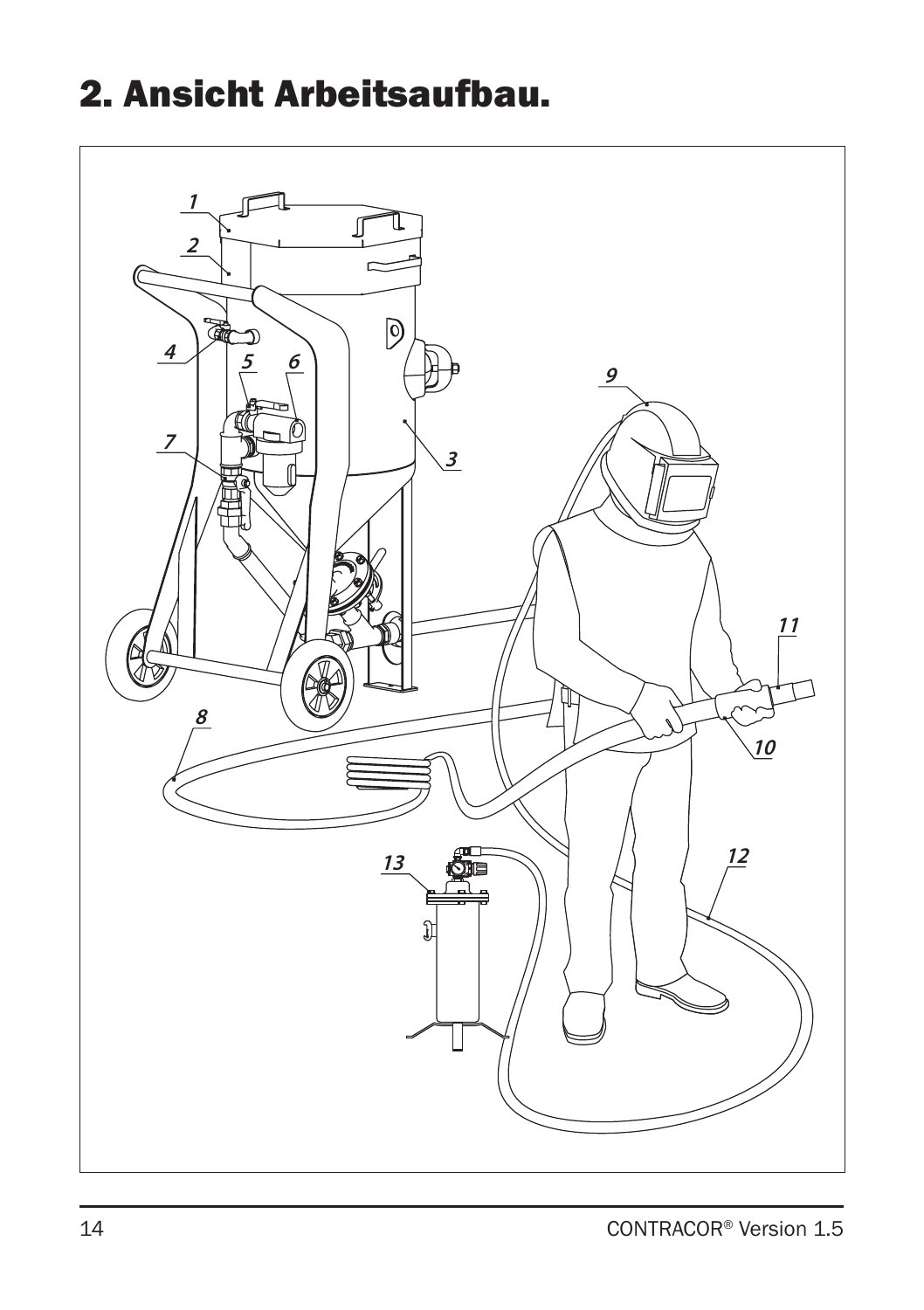# 2. Ansicht Arbeitsaufbau.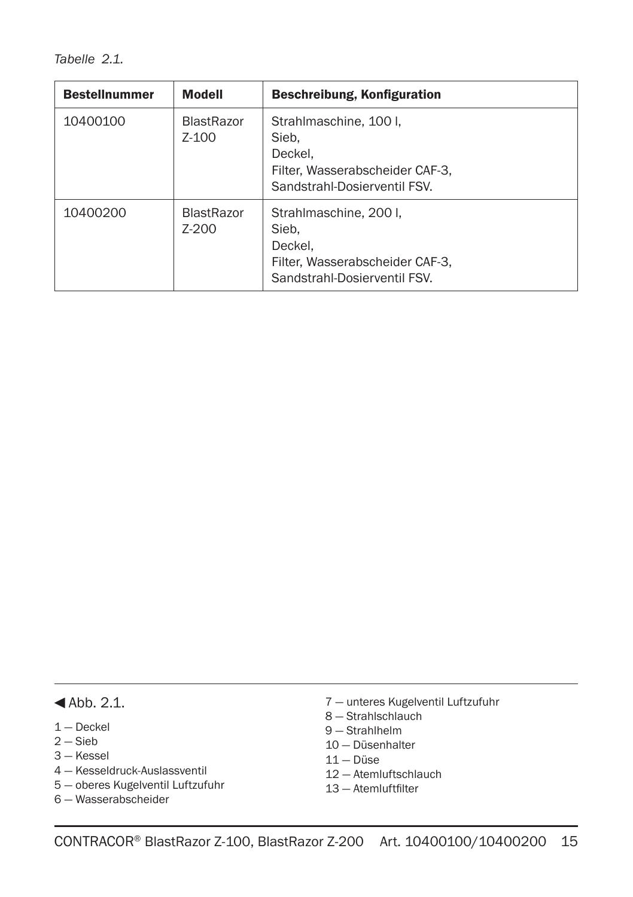*Tabelle 2.1.*

| Bestellnummer | Modell | Beschreibung, Konfiguration |
|---|---|---|
| 10400100 | BlastRazor Z-100 | Strahlmaschine, 100 l,<br>Sieb,<br>Deckel,<br>Filter, Wasserabscheider CAF-3,<br>Sandstrahl-Dosierventil FSV. |
| 10400200 | BlastRazor Z-200 | Strahlmaschine, 200 l,<br>Sieb,<br>Deckel,<br>Filter, Wasserabscheider CAF-3,<br>Sandstrahl-Dosierventil FSV. |

◀ Abb. 2.1.

1 — Deckel
2 — Sieb
3 — Kessel
4 — Kesseldruck-Auslassventil
5 — oberes Kugelventil Luftzufuhr
6 — Wasserabscheider
7 — unteres Kugelventil Luftzufuhr
8 — Strahlschlauch
9 — Strahlhelm
10 — Düsenhalter
11 — Düse
12 — Atemluftschlauch
13 — Atemluftfilter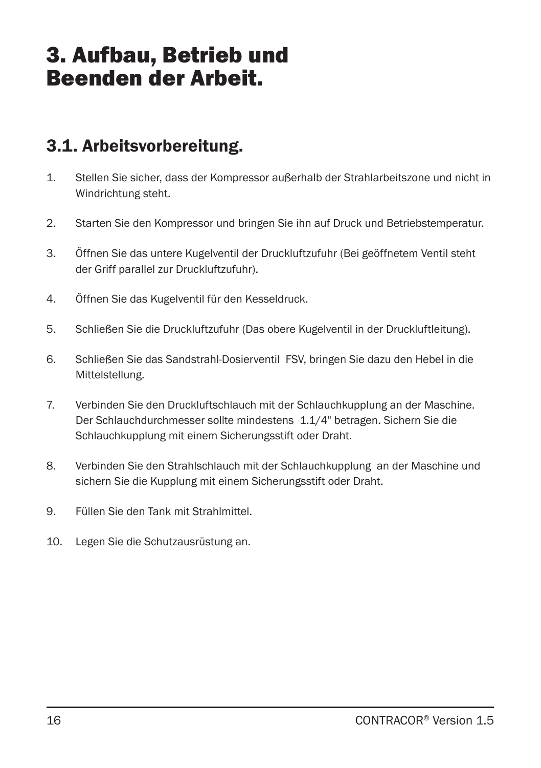# 3. Aufbau, Betrieb und Beenden der Arbeit.

## 3.1. Arbeitsvorbereitung.

1. Stellen Sie sicher, dass der Kompressor außerhalb der Strahlarbeitszone und nicht in Windrichtung steht.

2. Starten Sie den Kompressor und bringen Sie ihn auf Druck und Betriebstemperatur.

3. Öffnen Sie das untere Kugelventil der Druckluftzufuhr (Bei geöffnetem Ventil steht der Griff parallel zur Druckluftzufuhr).

4. Öffnen Sie das Kugelventil für den Kesseldruck.

5. Schließen Sie die Druckluftzufuhr (Das obere Kugelventil in der Druckluftleitung).

6. Schließen Sie das Sandstrahl-Dosierventil FSV, bringen Sie dazu den Hebel in die Mittelstellung.

7. Verbinden Sie den Druckluftschlauch mit der Schlauchkupplung an der Maschine. Der Schlauchdurchmesser sollte mindestens 1.1/4" betragen. Sichern Sie die Schlauchkupplung mit einem Sicherungsstift oder Draht.

8. Verbinden Sie den Strahlschlauch mit der Schlauchkupplung an der Maschine und sichern Sie die Kupplung mit einem Sicherungsstift oder Draht.

9. Füllen Sie den Tank mit Strahlmittel.

10. Legen Sie die Schutzausrüstung an.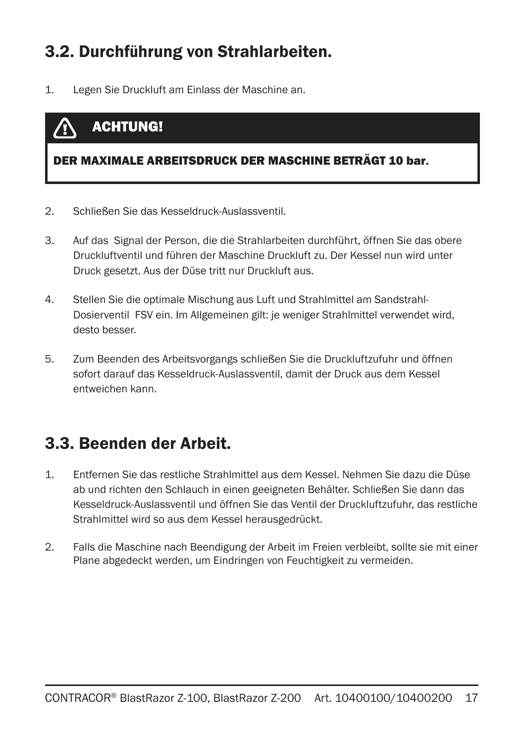## 3.2. Durchführung von Strahlarbeiten.

1. Legen Sie Druckluft am Einlass der Maschine an.

> ⚠ **ACHTUNG!**
>
> **DER MAXIMALE ARBEITSDRUCK DER MASCHINE BETRÄGT 10 bar.**

2. Schließen Sie das Kesseldruck-Auslassventil.

3. Auf das Signal der Person, die die Strahlarbeiten durchführt, öffnen Sie das obere Druckluftventil und führen der Maschine Druckluft zu. Der Kessel nun wird unter Druck gesetzt. Aus der Düse tritt nur Druckluft aus.

4. Stellen Sie die optimale Mischung aus Luft und Strahlmittel am Sandstrahl-Dosierventil FSV ein. Im Allgemeinen gilt: je weniger Strahlmittel verwendet wird, desto besser.

5. Zum Beenden des Arbeitsvorgangs schließen Sie die Druckluftzufuhr und öffnen sofort darauf das Kesseldruck-Auslassventil, damit der Druck aus dem Kessel entweichen kann.

## 3.3. Beenden der Arbeit.

1. Entfernen Sie das restliche Strahlmittel aus dem Kessel. Nehmen Sie dazu die Düse ab und richten den Schlauch in einen geeigneten Behälter. Schließen Sie dann das Kesseldruck-Auslassventil und öffnen Sie das Ventil der Druckluftzufuhr, das restliche Strahlmittel wird so aus dem Kessel herausgedrückt.

2. Falls die Maschine nach Beendigung der Arbeit im Freien verbleibt, sollte sie mit einer Plane abgedeckt werden, um Eindringen von Feuchtigkeit zu vermeiden.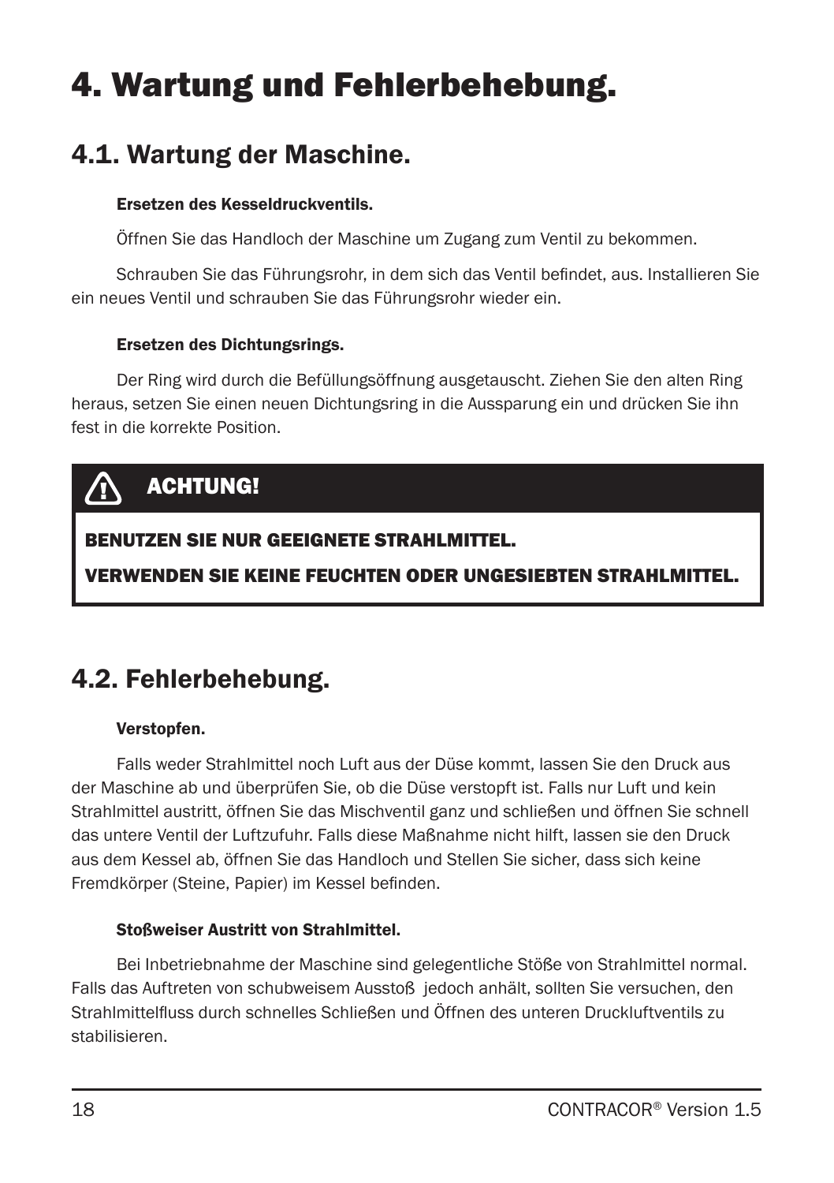# 4. Wartung und Fehlerbehebung.

## 4.1. Wartung der Maschine.

**Ersetzen des Kesseldruckventils.**

Öffnen Sie das Handloch der Maschine um Zugang zum Ventil zu bekommen.

Schrauben Sie das Führungsrohr, in dem sich das Ventil befindet, aus. Installieren Sie ein neues Ventil und schrauben Sie das Führungsrohr wieder ein.

**Ersetzen des Dichtungsrings.**

Der Ring wird durch die Befüllungsöffnung ausgetauscht. Ziehen Sie den alten Ring heraus, setzen Sie einen neuen Dichtungsring in die Aussparung ein und drücken Sie ihn fest in die korrekte Position.

> **ACHTUNG!**
>
> **BENUTZEN SIE NUR GEEIGNETE STRAHLMITTEL.**
>
> **VERWENDEN SIE KEINE FEUCHTEN ODER UNGESIEBTEN STRAHLMITTEL.**

## 4.2. Fehlerbehebung.

**Verstopfen.**

Falls weder Strahlmittel noch Luft aus der Düse kommt, lassen Sie den Druck aus der Maschine ab und überprüfen Sie, ob die Düse verstopft ist. Falls nur Luft und kein Strahlmittel austritt, öffnen Sie das Mischventil ganz und schließen und öffnen Sie schnell das untere Ventil der Luftzufuhr. Falls diese Maßnahme nicht hilft, lassen sie den Druck aus dem Kessel ab, öffnen Sie das Handloch und Stellen Sie sicher, dass sich keine Fremdkörper (Steine, Papier) im Kessel befinden.

**Stoßweiser Austritt von Strahlmittel.**

Bei Inbetriebnahme der Maschine sind gelegentliche Stöße von Strahlmittel normal. Falls das Auftreten von schubweisem Ausstoß jedoch anhält, sollten Sie versuchen, den Strahlmittelfluss durch schnelles Schließen und Öffnen des unteren Druckluftventils zu stabilisieren.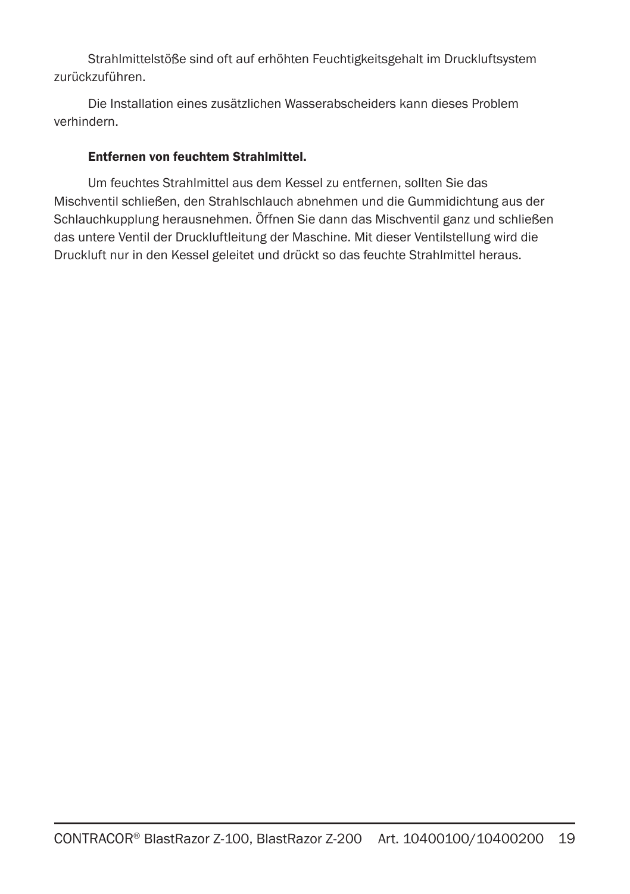Strahlmittelstöße sind oft auf erhöhten Feuchtigkeitsgehalt im Druckluftsystem zurückzuführen.

Die Installation eines zusätzlichen Wasserabscheiders kann dieses Problem verhindern.

**Entfernen von feuchtem Strahlmittel.**

Um feuchtes Strahlmittel aus dem Kessel zu entfernen, sollten Sie das Mischventil schließen, den Strahlschlauch abnehmen und die Gummidichtung aus der Schlauchkupplung herausnehmen. Öffnen Sie dann das Mischventil ganz und schließen das untere Ventil der Druckluftleitung der Maschine. Mit dieser Ventilstellung wird die Druckluft nur in den Kessel geleitet und drückt so das feuchte Strahlmittel heraus.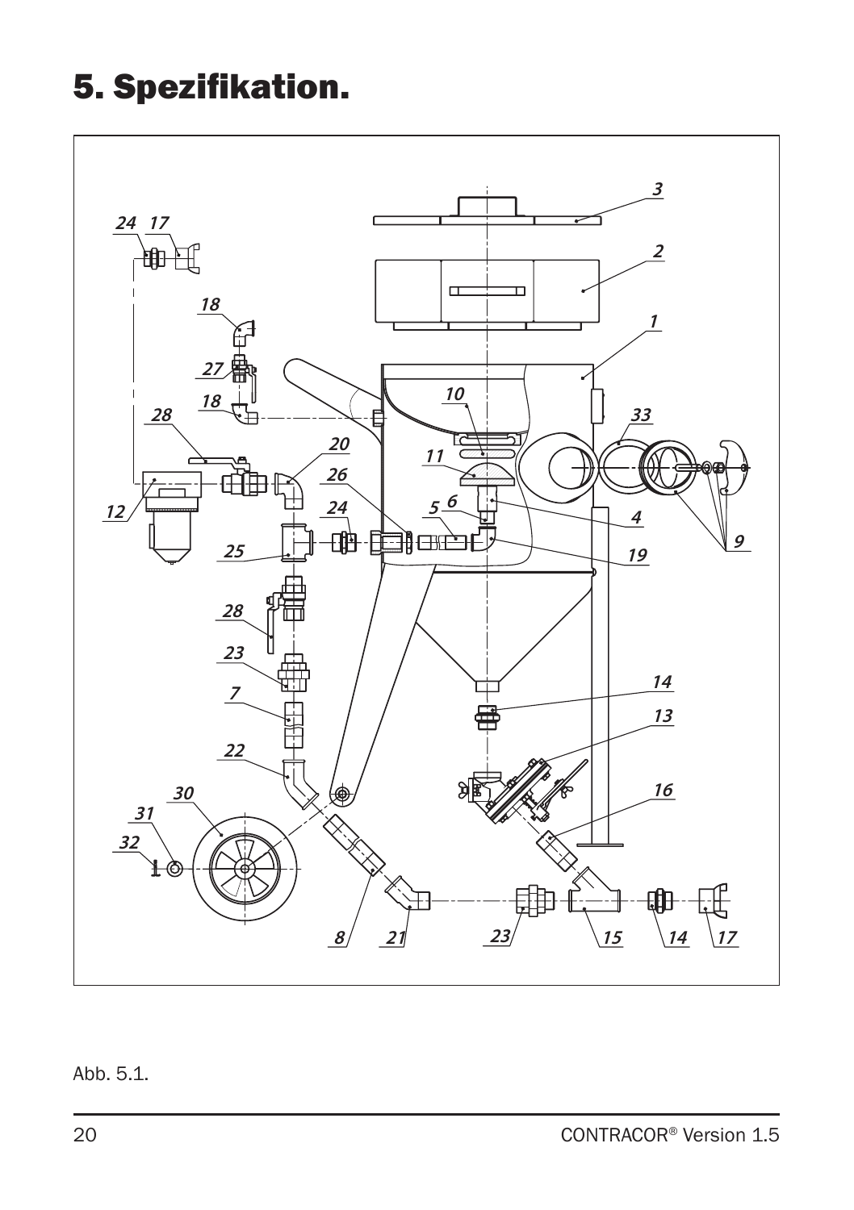# 5. Spezifikation.

Abb. 5.1.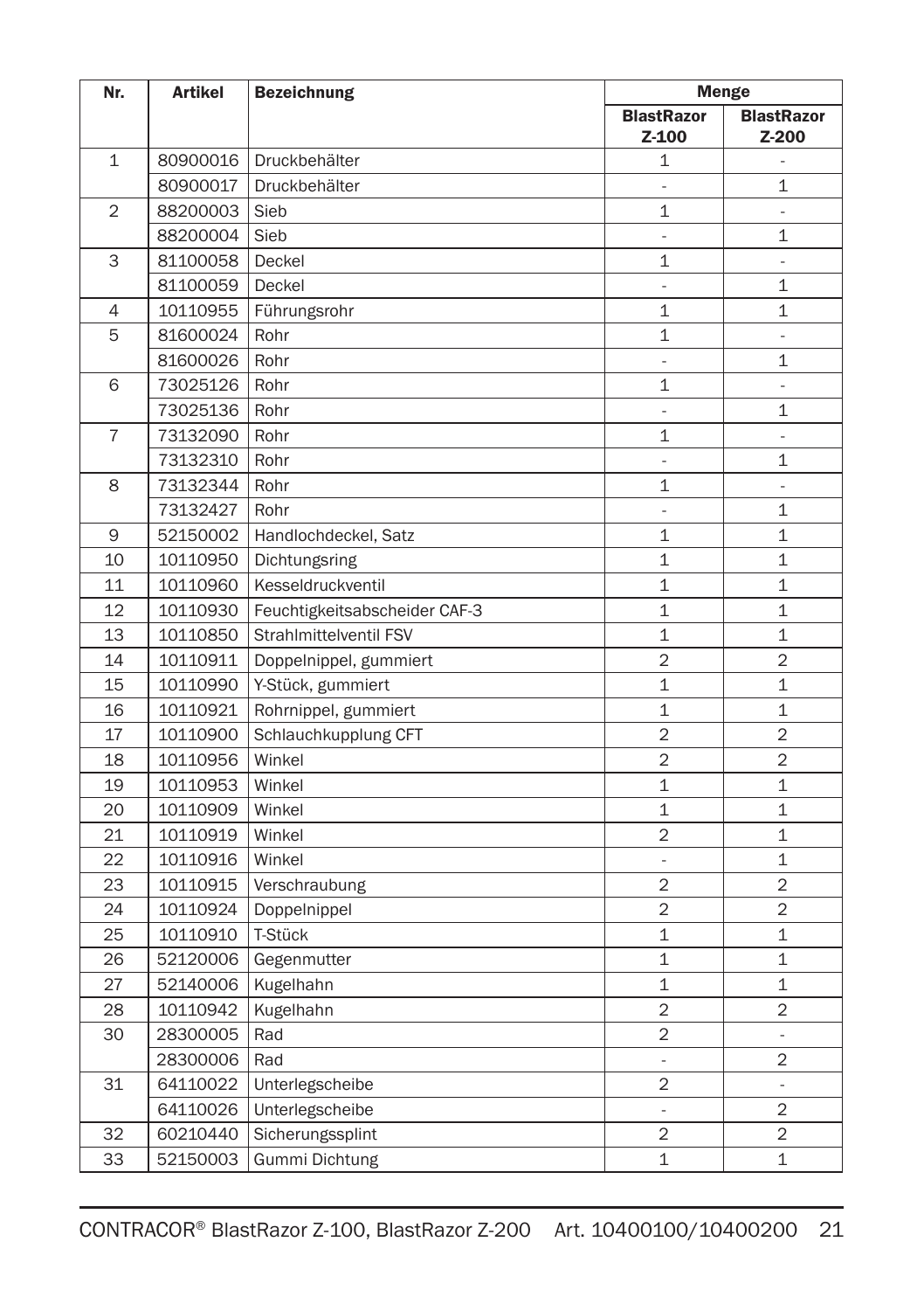| Nr. | Artikel | Bezeichnung | Menge | |
|---|---|---|---|---|
| | | | BlastRazor Z-100 | BlastRazor Z-200 |
| 1 | 80900016 | Druckbehälter | 1 | - |
| | 80900017 | Druckbehälter | - | 1 |
| 2 | 88200003 | Sieb | 1 | - |
| | 88200004 | Sieb | - | 1 |
| 3 | 81100058 | Deckel | 1 | - |
| | 81100059 | Deckel | - | 1 |
| 4 | 10110955 | Führungsrohr | 1 | 1 |
| 5 | 81600024 | Rohr | 1 | - |
| | 81600026 | Rohr | - | 1 |
| 6 | 73025126 | Rohr | 1 | - |
| | 73025136 | Rohr | - | 1 |
| 7 | 73132090 | Rohr | 1 | - |
| | 73132310 | Rohr | - | 1 |
| 8 | 73132344 | Rohr | 1 | - |
| | 73132427 | Rohr | - | 1 |
| 9 | 52150002 | Handlochdeckel, Satz | 1 | 1 |
| 10 | 10110950 | Dichtungsring | 1 | 1 |
| 11 | 10110960 | Kesseldruckventil | 1 | 1 |
| 12 | 10110930 | Feuchtigkeitsabscheider CAF-3 | 1 | 1 |
| 13 | 10110850 | Strahlmittelventil FSV | 1 | 1 |
| 14 | 10110911 | Doppelnippel, gummiert | 2 | 2 |
| 15 | 10110990 | Y-Stück, gummiert | 1 | 1 |
| 16 | 10110921 | Rohrnippel, gummiert | 1 | 1 |
| 17 | 10110900 | Schlauchkupplung CFT | 2 | 2 |
| 18 | 10110956 | Winkel | 2 | 2 |
| 19 | 10110953 | Winkel | 1 | 1 |
| 20 | 10110909 | Winkel | 1 | 1 |
| 21 | 10110919 | Winkel | 2 | 1 |
| 22 | 10110916 | Winkel | - | 1 |
| 23 | 10110915 | Verschraubung | 2 | 2 |
| 24 | 10110924 | Doppelnippel | 2 | 2 |
| 25 | 10110910 | T-Stück | 1 | 1 |
| 26 | 52120006 | Gegenmutter | 1 | 1 |
| 27 | 52140006 | Kugelhahn | 1 | 1 |
| 28 | 10110942 | Kugelhahn | 2 | 2 |
| 30 | 28300005 | Rad | 2 | - |
| | 28300006 | Rad | - | 2 |
| 31 | 64110022 | Unterlegscheibe | 2 | - |
| | 64110026 | Unterlegscheibe | - | 2 |
| 32 | 60210440 | Sicherungssplint | 2 | 2 |
| 33 | 52150003 | Gummi Dichtung | 1 | 1 |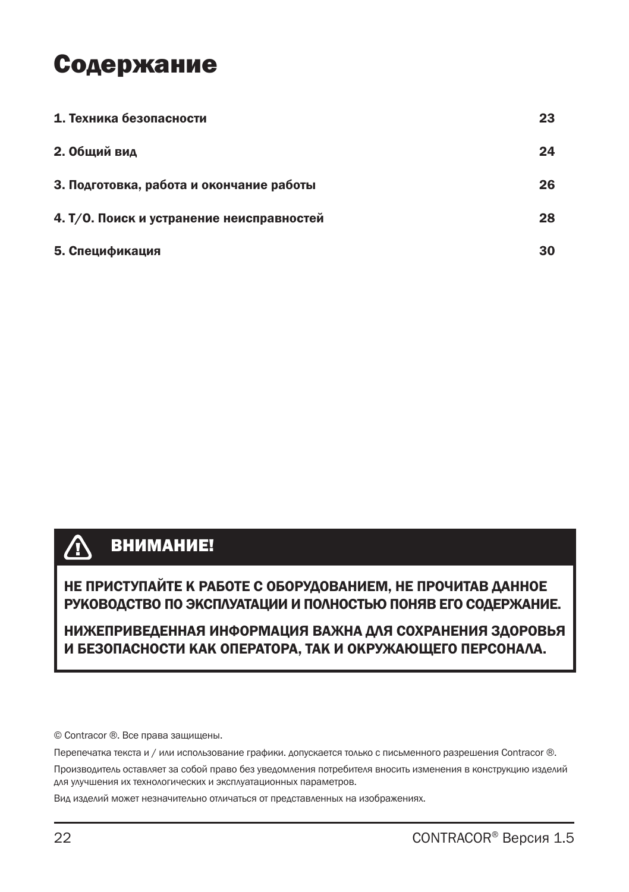# Содержание

| | |
|---|---|
| **1. Техника безопасности** | **23** |
| **2. Общий вид** | **24** |
| **3. Подготовка, работа и окончание работы** | **26** |
| **4. Т/О. Поиск и устранение неисправностей** | **28** |
| **5. Спецификация** | **30** |

## ВНИМАНИЕ!

**НЕ ПРИСТУПАЙТЕ К РАБОТЕ С ОБОРУДОВАНИЕМ, НЕ ПРОЧИТАВ ДАННОЕ РУКОВОДСТВО ПО ЭКСПЛУАТАЦИИ И ПОЛНОСТЬЮ ПОНЯВ ЕГО СОДЕРЖАНИЕ.**

**НИЖЕПРИВЕДЕННАЯ ИНФОРМАЦИЯ ВАЖНА ДЛЯ СОХРАНЕНИЯ ЗДОРОВЬЯ И БЕЗОПАСНОСТИ КАК ОПЕРАТОРА, ТАК И ОКРУЖАЮЩЕГО ПЕРСОНАЛА.**

© Contracor ®. Все права защищены.

Перепечатка текста и / или использование графики. допускается только с письменного разрешения Contracor ®.

Производитель оставляет за собой право без уведомления потребителя вносить изменения в конструкцию изделий для улучшения их технологических и эксплуатационных параметров.

Вид изделий может незначительно отличаться от представленных на изображениях.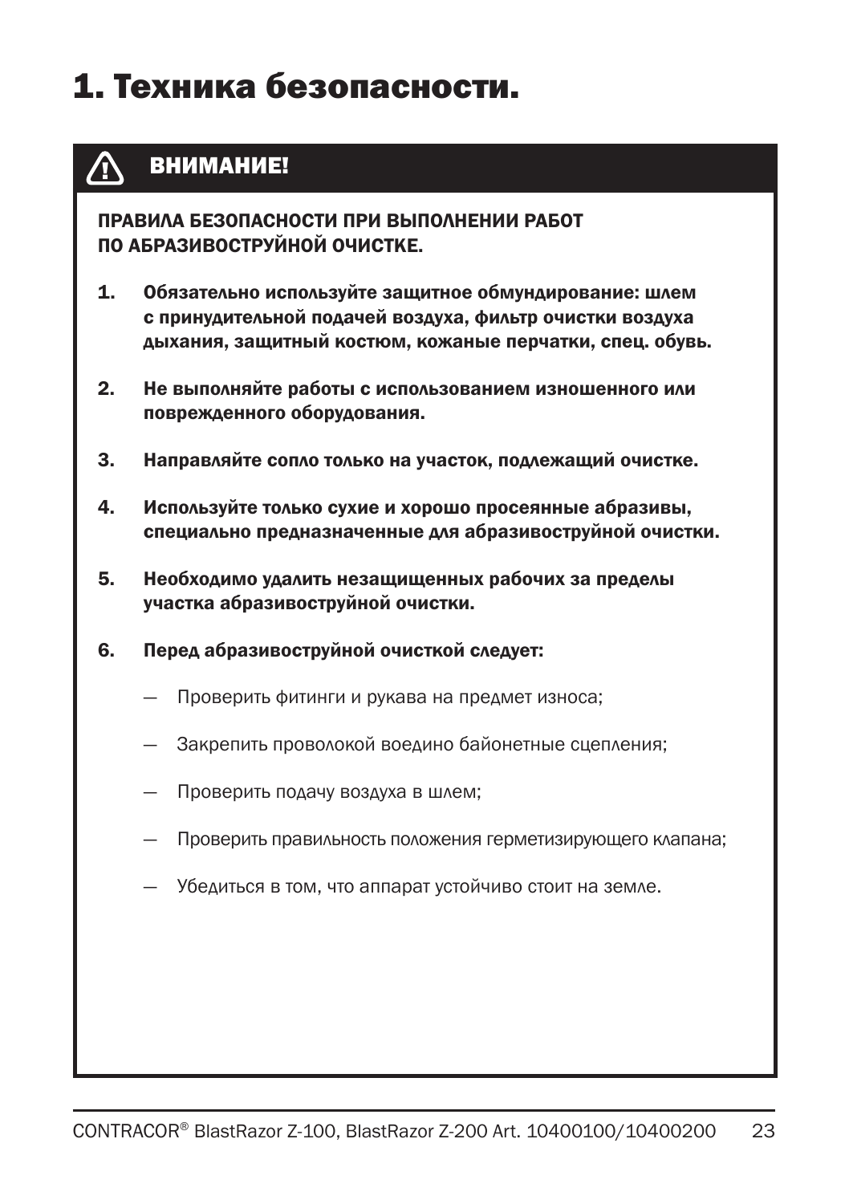# 1. Техника безопасности.

## ⚠ ВНИМАНИЕ!

**ПРАВИЛА БЕЗОПАСНОСТИ ПРИ ВЫПОЛНЕНИИ РАБОТ ПО АБРАЗИВОСТРУЙНОЙ ОЧИСТКЕ.**

1. **Обязательно используйте защитное обмундирование: шлем с принудительной подачей воздуха, фильтр очистки воздуха дыхания, защитный костюм, кожаные перчатки, спец. обувь.**
2. **Не выполняйте работы с использованием изношенного или поврежденного оборудования.**
3. **Направляйте сопло только на участок, подлежащий очистке.**
4. **Используйте только сухие и хорошо просеянные абразивы, специально предназначенные для абразивоструйной очистки.**
5. **Необходимо удалить незащищенных рабочих за пределы участка абразивоструйной очистки.**
6. **Перед абразивоструйной очисткой следует:**
   - Проверить фитинги и рукава на предмет износа;
   - Закрепить проволокой воедино байонетные сцепления;
   - Проверить подачу воздуха в шлем;
   - Проверить правильность положения герметизирующего клапана;
   - Убедиться в том, что аппарат устойчиво стоит на земле.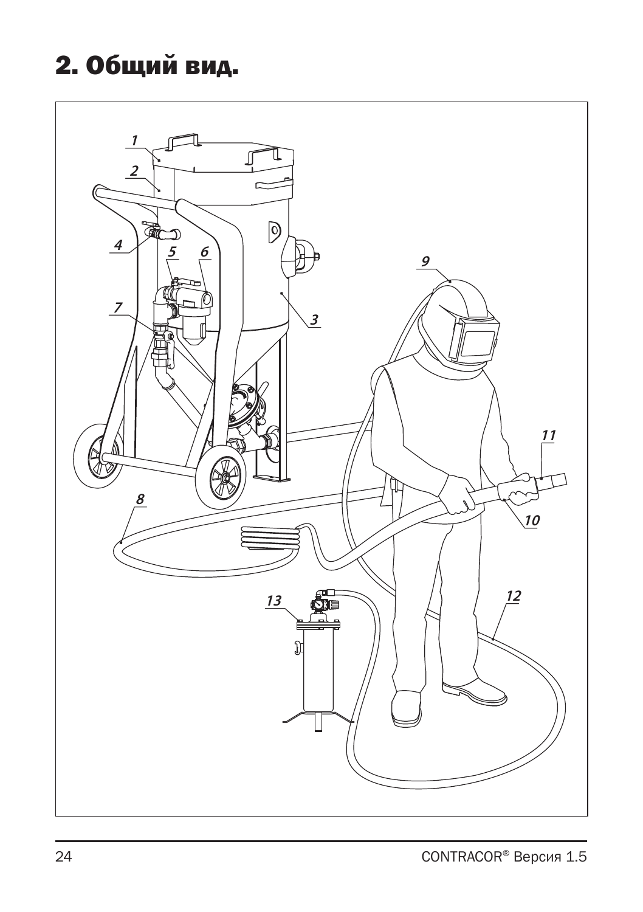# 2. Общий вид.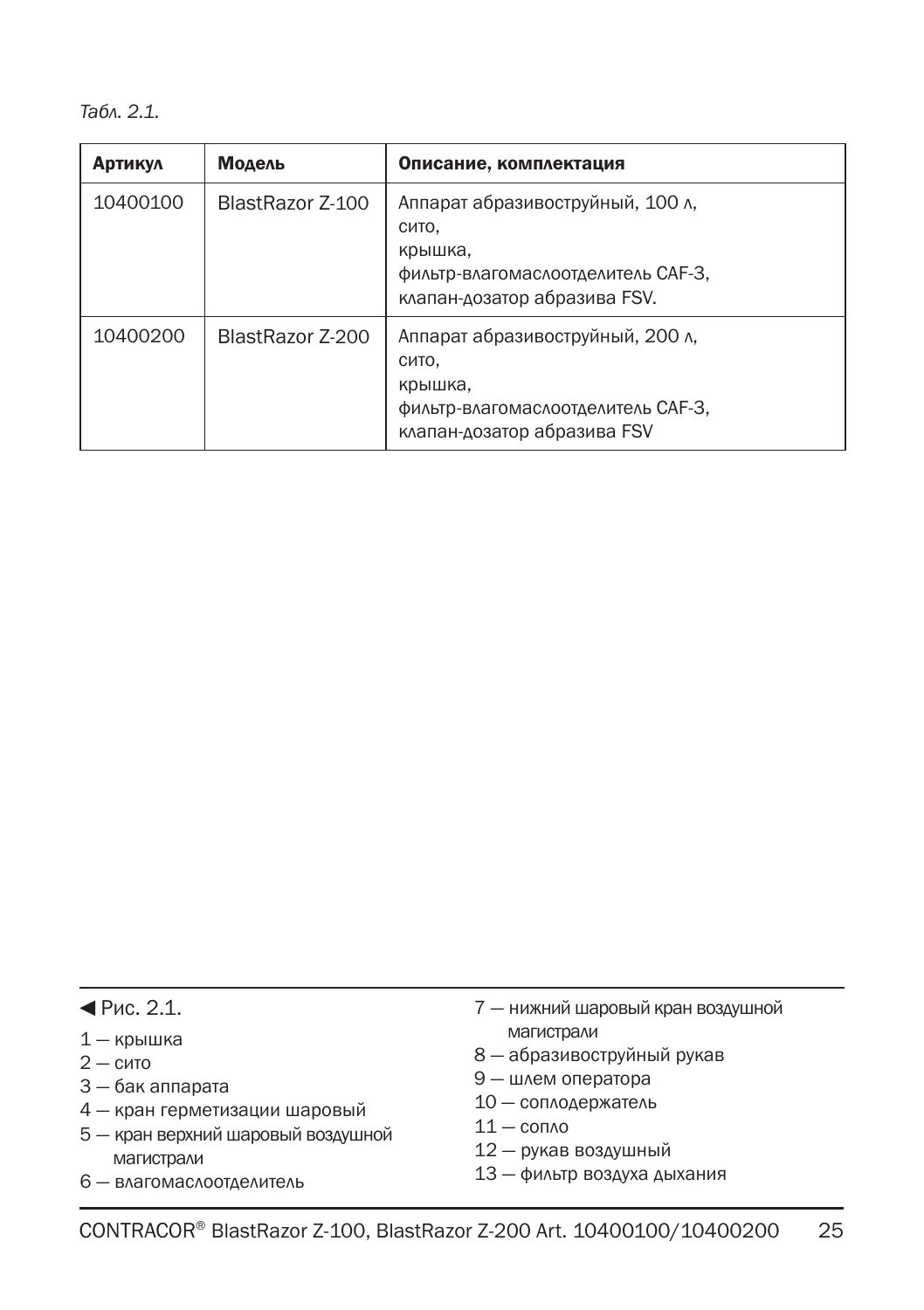*Табл. 2.1.*

| Артикул | Модель | Описание, комплектация |
|---|---|---|
| 10400100 | BlastRazor Z-100 | Аппарат абразивоструйный, 100 л,<br>сито,<br>крышка,<br>фильтр-влагомаслоотделитель CAF-3,<br>клапан-дозатор абразива FSV. |
| 10400200 | BlastRazor Z-200 | Аппарат абразивоструйный, 200 л,<br>сито,<br>крышка,<br>фильтр-влагомаслоотделитель CAF-3,<br>клапан-дозатор абразива FSV |

◀ Рис. 2.1.

1 — крышка
2 — сито
3 — бак аппарата
4 — кран герметизации шаровый
5 — кран верхний шаровый воздушной магистрали
6 — влагомаслоотделитель
7 — нижний шаровый кран воздушной магистрали
8 — абразивоструйный рукав
9 — шлем оператора
10 — соплодержатель
11 — сопло
12 — рукав воздушный
13 — фильтр воздуха дыхания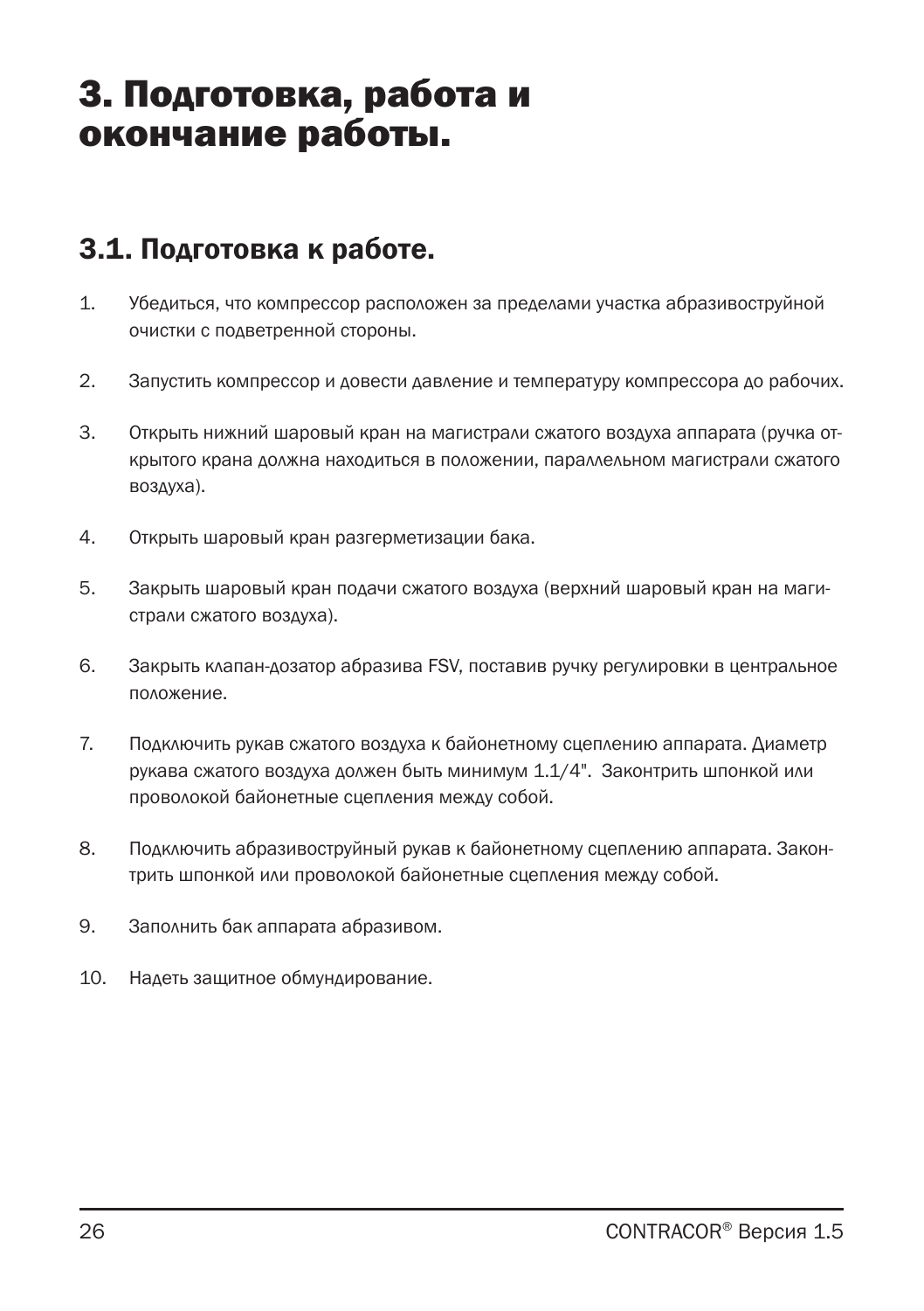# 3. Подготовка, работа и окончание работы.

## 3.1. Подготовка к работе.

1. Убедиться, что компрессор расположен за пределами участка абразивоструйной очистки с подветренной стороны.

2. Запустить компрессор и довести давление и температуру компрессора до рабочих.

3. Открыть нижний шаровый кран на магистрали сжатого воздуха аппарата (ручка открытого крана должна находиться в положении, параллельном магистрали сжатого воздуха).

4. Открыть шаровый кран разгерметизации бака.

5. Закрыть шаровый кран подачи сжатого воздуха (верхний шаровый кран на магистрали сжатого воздуха).

6. Закрыть клапан-дозатор абразива FSV, поставив ручку регулировки в центральное положение.

7. Подключить рукав сжатого воздуха к байонетному сцеплению аппарата. Диаметр рукава сжатого воздуха должен быть минимум 1.1/4". Законтрить шпонкой или проволокой байонетные сцепления между собой.

8. Подключить абразивоструйный рукав к байонетному сцеплению аппарата. Законтрить шпонкой или проволокой байонетные сцепления между собой.

9. Заполнить бак аппарата абразивом.

10. Надеть защитное обмундирование.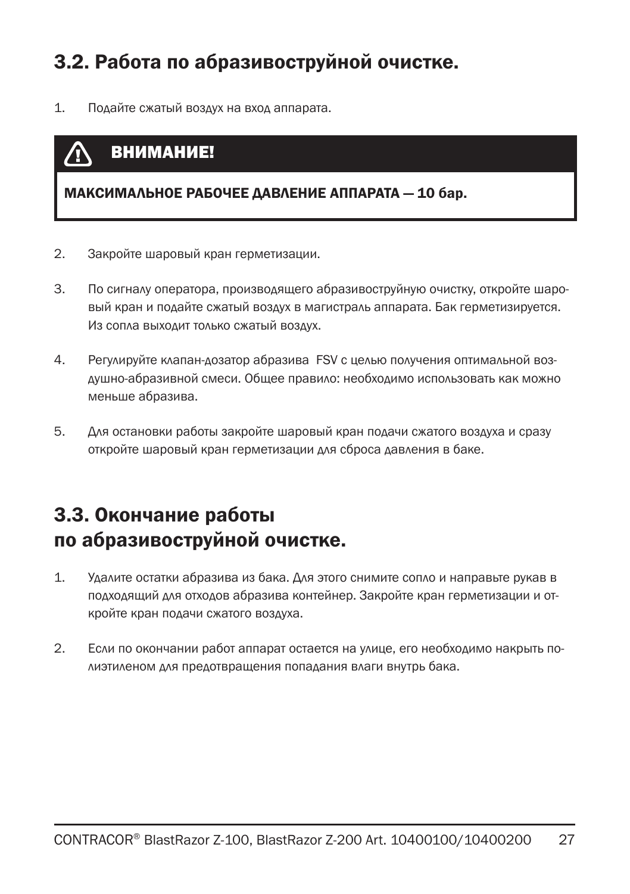## 3.2. Работа по абразивоструйной очистке.

1. Подайте сжатый воздух на вход аппарата.

> **ВНИМАНИЕ!**
>
> **МАКСИМАЛЬНОЕ РАБОЧЕЕ ДАВЛЕНИЕ АППАРАТА — 10 бар.**

2. Закройте шаровый кран герметизации.

3. По сигналу оператора, производящего абразивоструйную очистку, откройте шаровый кран и подайте сжатый воздух в магистраль аппарата. Бак герметизируется. Из сопла выходит только сжатый воздух.

4. Регулируйте клапан-дозатор абразива FSV с целью получения оптимальной воздушно-абразивной смеси. Общее правило: необходимо использовать как можно меньше абразива.

5. Для остановки работы закройте шаровый кран подачи сжатого воздуха и сразу откройте шаровый кран герметизации для сброса давления в баке.

## 3.3. Окончание работы по абразивоструйной очистке.

1. Удалите остатки абразива из бака. Для этого снимите сопло и направьте рукав в подходящий для отходов абразива контейнер. Закройте кран герметизации и откройте кран подачи сжатого воздуха.

2. Если по окончании работ аппарат остается на улице, его необходимо накрыть полиэтиленом для предотвращения попадания влаги внутрь бака.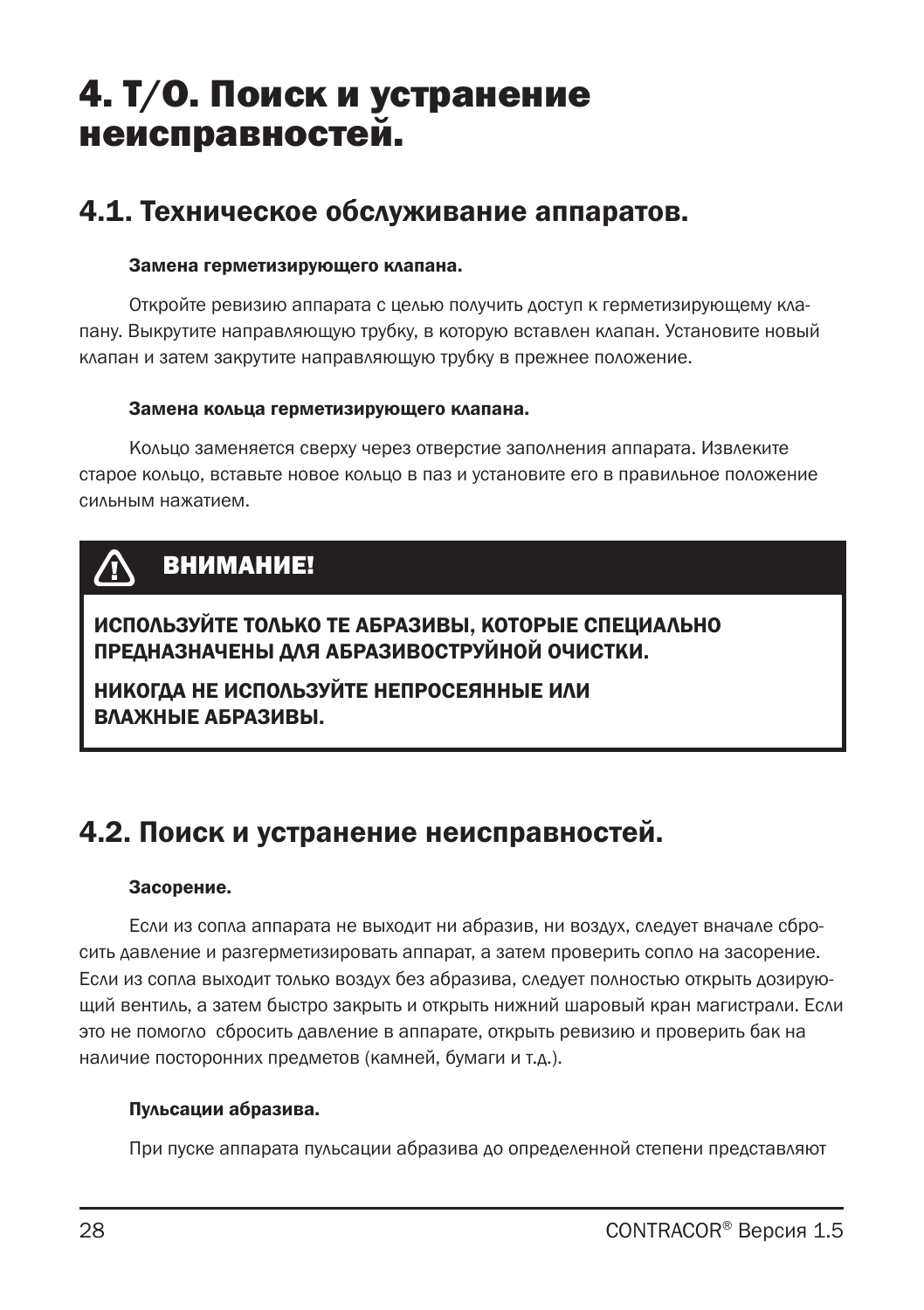# 4. Т/О. Поиск и устранение неисправностей.

## 4.1. Техническое обслуживание аппаратов.

#### Замена герметизирующего клапана.

Откройте ревизию аппарата с целью получить доступ к герметизирующему клапану. Выкрутите направляющую трубку, в которую вставлен клапан. Установите новый клапан и затем закрутите направляющую трубку в прежнее положение.

#### Замена кольца герметизирующего клапана.

Кольцо заменяется сверху через отверстие заполнения аппарата. Извлеките старое кольцо, вставьте новое кольцо в паз и установите его в правильное положение сильным нажатием.

> **ВНИМАНИЕ!**
>
> **ИСПОЛЬЗУЙТЕ ТОЛЬКО ТЕ АБРАЗИВЫ, КОТОРЫЕ СПЕЦИАЛЬНО ПРЕДНАЗНАЧЕНЫ ДЛЯ АБРАЗИВОСТРУЙНОЙ ОЧИСТКИ.**
>
> **НИКОГДА НЕ ИСПОЛЬЗУЙТЕ НЕПРОСЕЯННЫЕ ИЛИ ВЛАЖНЫЕ АБРАЗИВЫ.**

## 4.2. Поиск и устранение неисправностей.

#### Засорение.

Если из сопла аппарата не выходит ни абразив, ни воздух, следует вначале сбросить давление и разгерметизировать аппарат, а затем проверить сопло на засорение. Если из сопла выходит только воздух без абразива, следует полностью открыть дозирующий вентиль, а затем быстро закрыть и открыть нижний шаровый кран магистрали. Если это не помогло сбросить давление в аппарате, открыть ревизию и проверить бак на наличие посторонних предметов (камней, бумаги и т.д.).

#### Пульсации абразива.

При пуске аппарата пульсации абразива до определенной степени представляют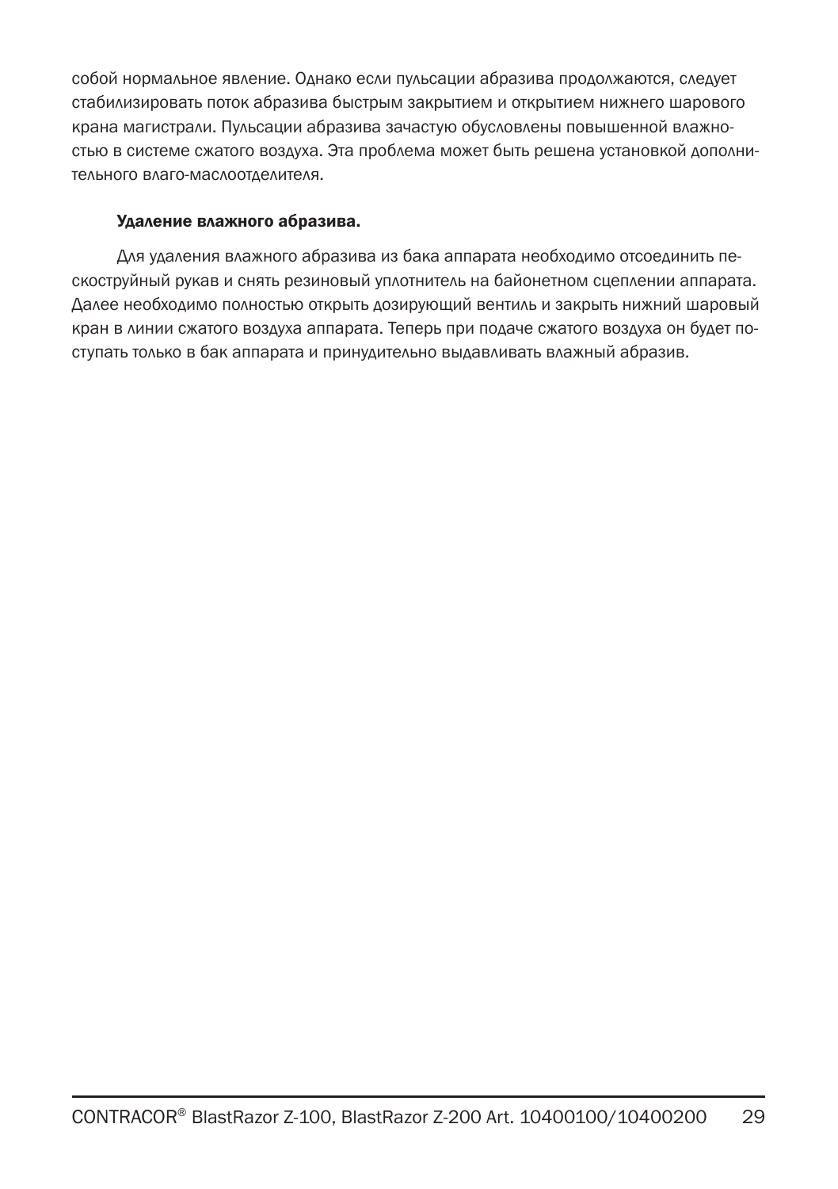собой нормальное явление. Однако если пульсации абразива продолжаются, следует стабилизировать поток абразива быстрым закрытием и открытием нижнего шарового крана магистрали. Пульсации абразива зачастую обусловлены повышенной влажностью в системе сжатого воздуха. Эта проблема может быть решена установкой дополнительного влаго-маслоотделителя.

**Удаление влажного абразива.**

Для удаления влажного абразива из бака аппарата необходимо отсоединить пескоструйный рукав и снять резиновый уплотнитель на байонетном сцеплении аппарата. Далее необходимо полностью открыть дозирующий вентиль и закрыть нижний шаровый кран в линии сжатого воздуха аппарата. Теперь при подаче сжатого воздуха он будет поступать только в бак аппарата и принудительно выдавливать влажный абразив.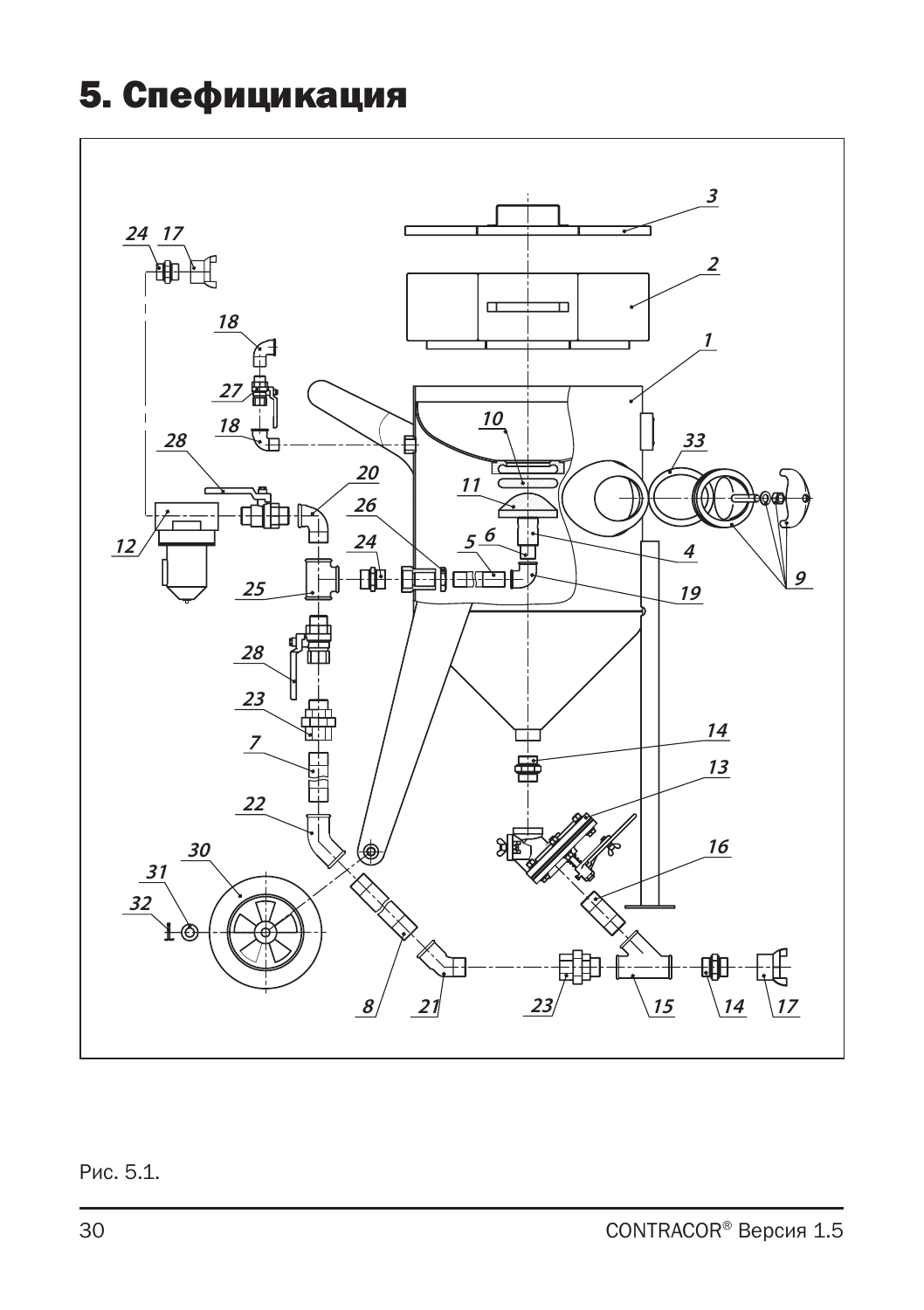# 5. Спефицикация

Рис. 5.1.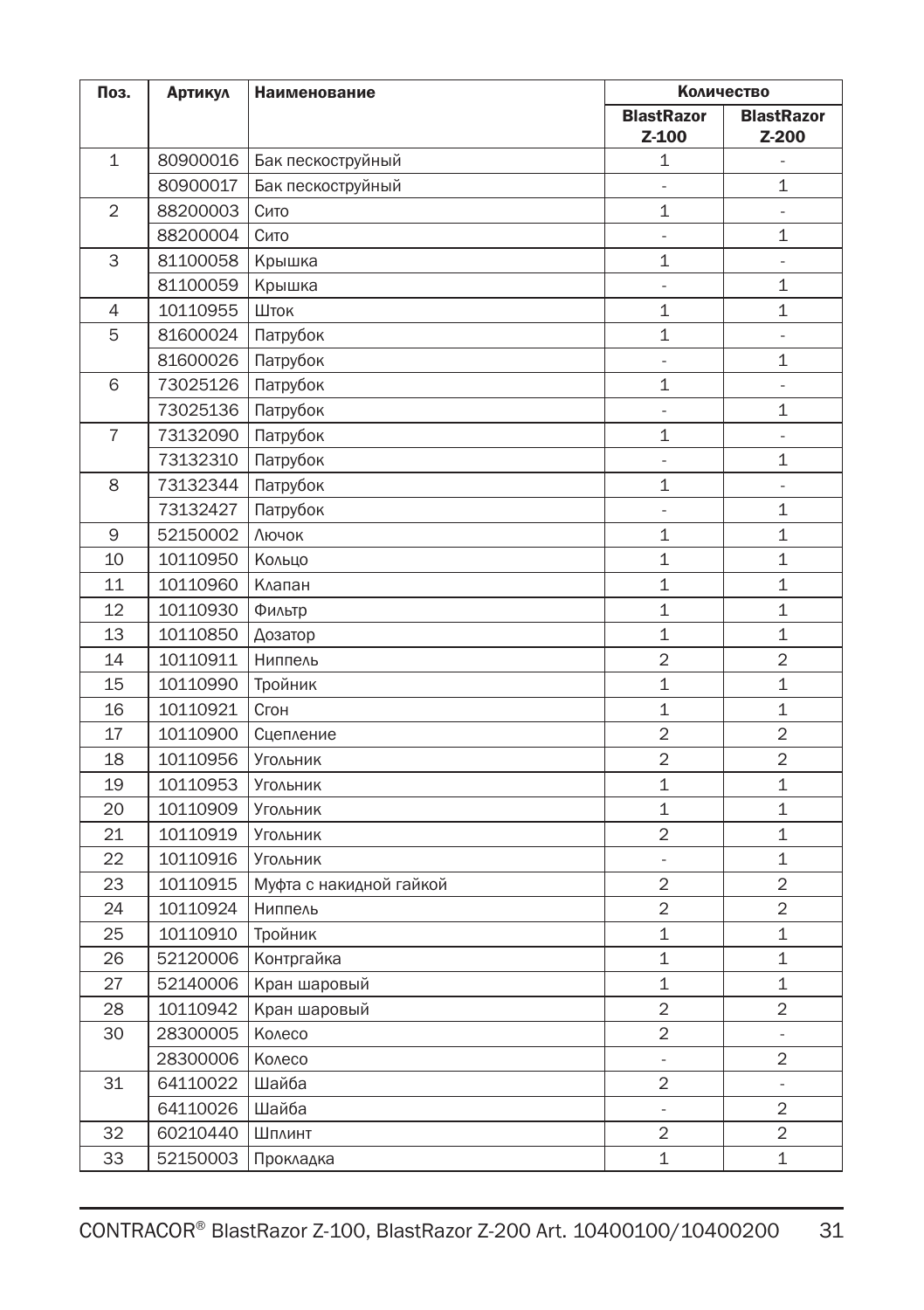| Поз. | Артикул | Наименование | Количество | |
|---|---|---|---|---|
| | | | BlastRazor Z-100 | BlastRazor Z-200 |
| 1 | 80900016 | Бак пескоструйный | 1 | - |
| | 80900017 | Бак пескоструйный | - | 1 |
| 2 | 88200003 | Сито | 1 | - |
| | 88200004 | Сито | - | 1 |
| 3 | 81100058 | Крышка | 1 | - |
| | 81100059 | Крышка | - | 1 |
| 4 | 10110955 | Шток | 1 | 1 |
| 5 | 81600024 | Патрубок | 1 | - |
| | 81600026 | Патрубок | - | 1 |
| 6 | 73025126 | Патрубок | 1 | - |
| | 73025136 | Патрубок | - | 1 |
| 7 | 73132090 | Патрубок | 1 | - |
| | 73132310 | Патрубок | - | 1 |
| 8 | 73132344 | Патрубок | 1 | - |
| | 73132427 | Патрубок | - | 1 |
| 9 | 52150002 | Лючок | 1 | 1 |
| 10 | 10110950 | Кольцо | 1 | 1 |
| 11 | 10110960 | Клапан | 1 | 1 |
| 12 | 10110930 | Фильтр | 1 | 1 |
| 13 | 10110850 | Дозатор | 1 | 1 |
| 14 | 10110911 | Ниппель | 2 | 2 |
| 15 | 10110990 | Тройник | 1 | 1 |
| 16 | 10110921 | Сгон | 1 | 1 |
| 17 | 10110900 | Сцепление | 2 | 2 |
| 18 | 10110956 | Угольник | 2 | 2 |
| 19 | 10110953 | Угольник | 1 | 1 |
| 20 | 10110909 | Угольник | 1 | 1 |
| 21 | 10110919 | Угольник | 2 | 1 |
| 22 | 10110916 | Угольник | - | 1 |
| 23 | 10110915 | Муфта с накидной гайкой | 2 | 2 |
| 24 | 10110924 | Ниппель | 2 | 2 |
| 25 | 10110910 | Тройник | 1 | 1 |
| 26 | 52120006 | Контргайка | 1 | 1 |
| 27 | 52140006 | Кран шаровый | 1 | 1 |
| 28 | 10110942 | Кран шаровый | 2 | 2 |
| 30 | 28300005 | Колесо | 2 | - |
| | 28300006 | Колесо | - | 2 |
| 31 | 64110022 | Шайба | 2 | - |
| | 64110026 | Шайба | - | 2 |
| 32 | 60210440 | Шплинт | 2 | 2 |
| 33 | 52150003 | Прокладка | 1 | 1 |